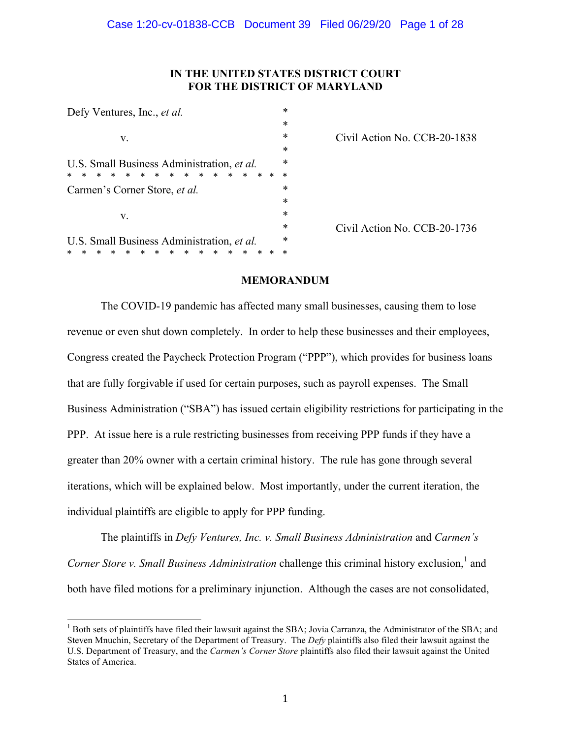**IN THE UNITED STATES DISTRICT COURT**
**FOR THE DISTRICT OF MARYLAND**

| | | |
|---|---|---|
| Defy Ventures, Inc., *et al.* | * | |
| | * | |
| v. | * | Civil Action No. CCB-20-1838 |
| | * | |
| U.S. Small Business Administration, *et al.* | * | |
| * * * * * * * * * * * * * * * * | * | |
| Carmen's Corner Store, *et al.* | * | |
| | * | |
| v. | * | |
| | * | Civil Action No. CCB-20-1736 |
| U.S. Small Business Administration, *et al.* | * | |
| * * * * * * * * * * * * * * * * | * | |

**MEMORANDUM**

The COVID-19 pandemic has affected many small businesses, causing them to lose revenue or even shut down completely. In order to help these businesses and their employees, Congress created the Paycheck Protection Program ("PPP"), which provides for business loans that are fully forgivable if used for certain purposes, such as payroll expenses. The Small Business Administration ("SBA") has issued certain eligibility restrictions for participating in the PPP. At issue here is a rule restricting businesses from receiving PPP funds if they have a greater than 20% owner with a certain criminal history. The rule has gone through several iterations, which will be explained below. Most importantly, under the current iteration, the individual plaintiffs are eligible to apply for PPP funding.

The plaintiffs in *Defy Ventures, Inc. v. Small Business Administration* and *Carmen's Corner Store v. Small Business Administration* challenge this criminal history exclusion,[1] and both have filed motions for a preliminary injunction. Although the cases are not consolidated,

[1] Both sets of plaintiffs have filed their lawsuit against the SBA; Jovia Carranza, the Administrator of the SBA; and Steven Mnuchin, Secretary of the Department of Treasury. The *Defy* plaintiffs also filed their lawsuit against the U.S. Department of Treasury, and the *Carmen's Corner Store* plaintiffs also filed their lawsuit against the United States of America.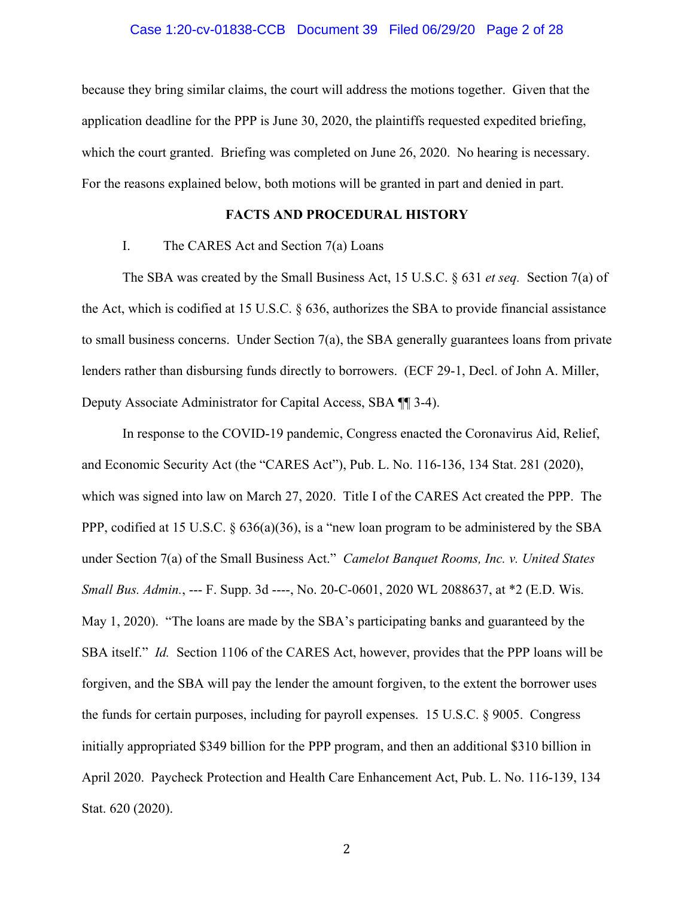because they bring similar claims, the court will address the motions together. Given that the application deadline for the PPP is June 30, 2020, the plaintiffs requested expedited briefing, which the court granted. Briefing was completed on June 26, 2020. No hearing is necessary. For the reasons explained below, both motions will be granted in part and denied in part.

## FACTS AND PROCEDURAL HISTORY

I. The CARES Act and Section 7(a) Loans

The SBA was created by the Small Business Act, 15 U.S.C. § 631 *et seq.* Section 7(a) of the Act, which is codified at 15 U.S.C. § 636, authorizes the SBA to provide financial assistance to small business concerns. Under Section 7(a), the SBA generally guarantees loans from private lenders rather than disbursing funds directly to borrowers. (ECF 29-1, Decl. of John A. Miller, Deputy Associate Administrator for Capital Access, SBA ¶¶ 3-4).

In response to the COVID-19 pandemic, Congress enacted the Coronavirus Aid, Relief, and Economic Security Act (the "CARES Act"), Pub. L. No. 116-136, 134 Stat. 281 (2020), which was signed into law on March 27, 2020. Title I of the CARES Act created the PPP. The PPP, codified at 15 U.S.C. § 636(a)(36), is a "new loan program to be administered by the SBA under Section 7(a) of the Small Business Act." *Camelot Banquet Rooms, Inc. v. United States Small Bus. Admin.*, --- F. Supp. 3d ----, No. 20-C-0601, 2020 WL 2088637, at *2 (E.D. Wis. May 1, 2020). "The loans are made by the SBA's participating banks and guaranteed by the SBA itself." *Id.* Section 1106 of the CARES Act, however, provides that the PPP loans will be forgiven, and the SBA will pay the lender the amount forgiven, to the extent the borrower uses the funds for certain purposes, including for payroll expenses. 15 U.S.C. § 9005. Congress initially appropriated $349 billion for the PPP program, and then an additional $310 billion in April 2020. Paycheck Protection and Health Care Enhancement Act, Pub. L. No. 116-139, 134 Stat. 620 (2020).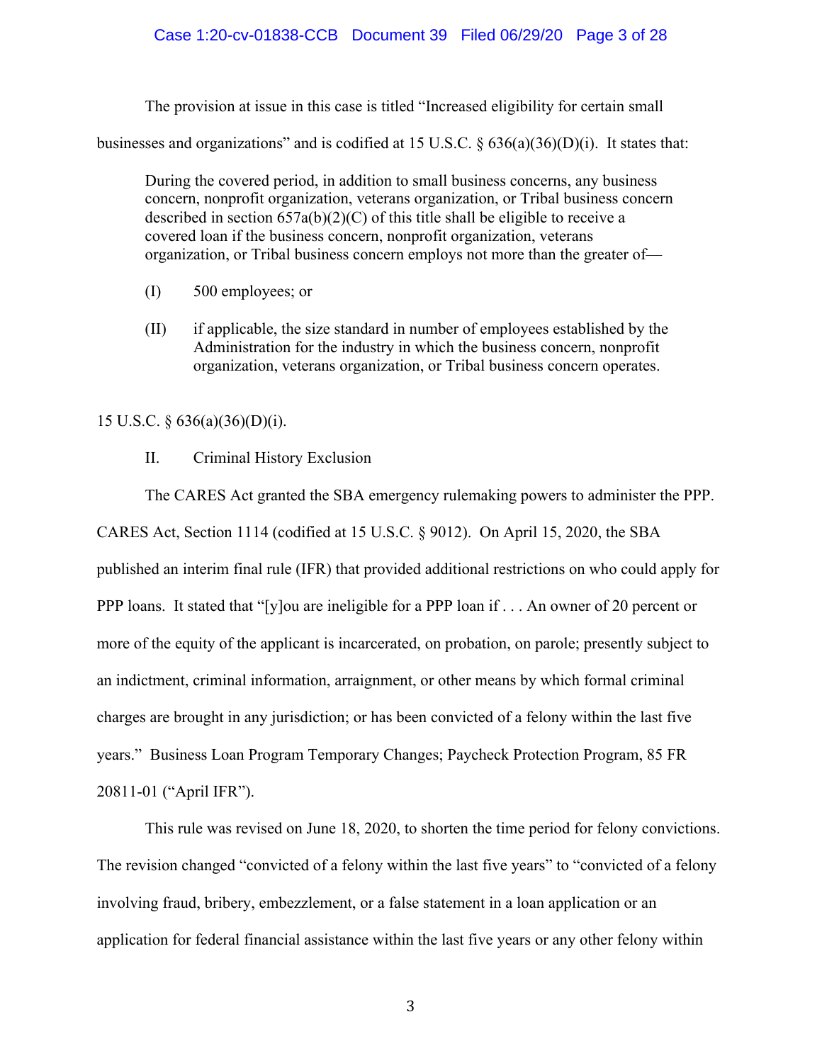The provision at issue in this case is titled "Increased eligibility for certain small businesses and organizations" and is codified at 15 U.S.C. § 636(a)(36)(D)(i). It states that:

> During the covered period, in addition to small business concerns, any business concern, nonprofit organization, veterans organization, or Tribal business concern described in section 657a(b)(2)(C) of this title shall be eligible to receive a covered loan if the business concern, nonprofit organization, veterans organization, or Tribal business concern employs not more than the greater of—
>
> (I) 500 employees; or
>
> (II) if applicable, the size standard in number of employees established by the Administration for the industry in which the business concern, nonprofit organization, veterans organization, or Tribal business concern operates.

15 U.S.C. § 636(a)(36)(D)(i).

## II. Criminal History Exclusion

The CARES Act granted the SBA emergency rulemaking powers to administer the PPP. CARES Act, Section 1114 (codified at 15 U.S.C. § 9012). On April 15, 2020, the SBA published an interim final rule (IFR) that provided additional restrictions on who could apply for PPP loans. It stated that "[y]ou are ineligible for a PPP loan if . . . An owner of 20 percent or more of the equity of the applicant is incarcerated, on probation, on parole; presently subject to an indictment, criminal information, arraignment, or other means by which formal criminal charges are brought in any jurisdiction; or has been convicted of a felony within the last five years." Business Loan Program Temporary Changes; Paycheck Protection Program, 85 FR 20811-01 ("April IFR").

This rule was revised on June 18, 2020, to shorten the time period for felony convictions. The revision changed "convicted of a felony within the last five years" to "convicted of a felony involving fraud, bribery, embezzlement, or a false statement in a loan application or an application for federal financial assistance within the last five years or any other felony within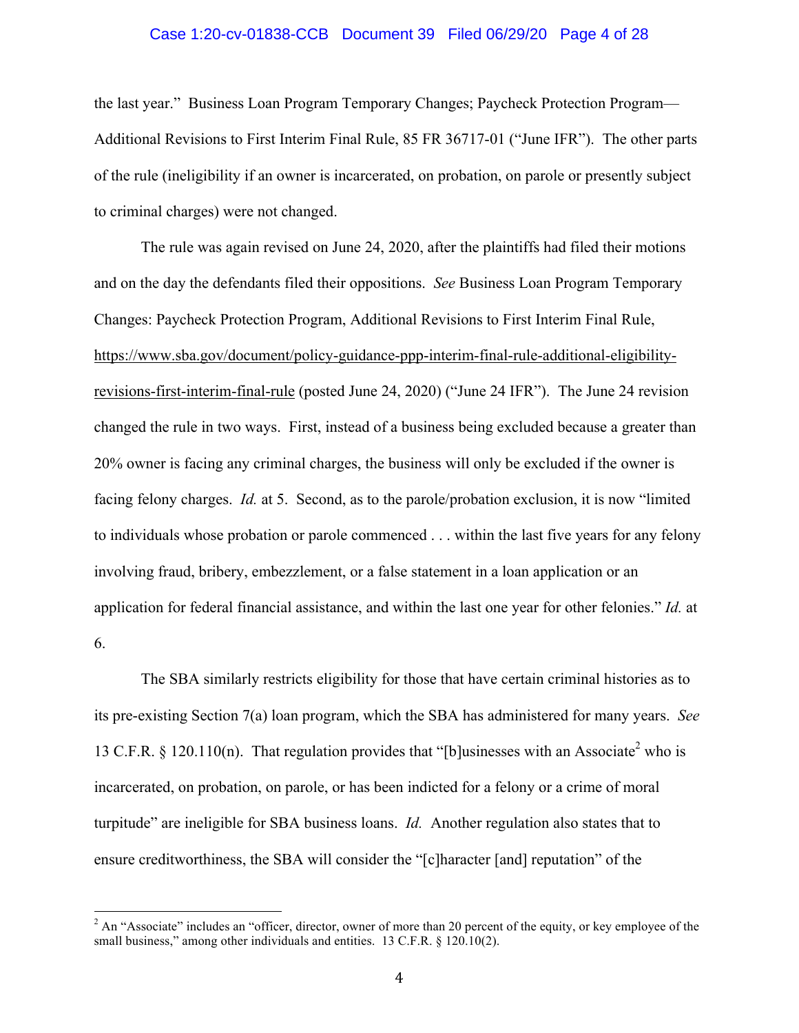the last year." Business Loan Program Temporary Changes; Paycheck Protection Program—Additional Revisions to First Interim Final Rule, 85 FR 36717-01 ("June IFR"). The other parts of the rule (ineligibility if an owner is incarcerated, on probation, on parole or presently subject to criminal charges) were not changed.

The rule was again revised on June 24, 2020, after the plaintiffs had filed their motions and on the day the defendants filed their oppositions. *See* Business Loan Program Temporary Changes: Paycheck Protection Program, Additional Revisions to First Interim Final Rule, https://www.sba.gov/document/policy-guidance-ppp-interim-final-rule-additional-eligibility-revisions-first-interim-final-rule (posted June 24, 2020) ("June 24 IFR"). The June 24 revision changed the rule in two ways. First, instead of a business being excluded because a greater than 20% owner is facing any criminal charges, the business will only be excluded if the owner is facing felony charges. *Id.* at 5. Second, as to the parole/probation exclusion, it is now "limited to individuals whose probation or parole commenced . . . within the last five years for any felony involving fraud, bribery, embezzlement, or a false statement in a loan application or an application for federal financial assistance, and within the last one year for other felonies." *Id.* at 6.

The SBA similarly restricts eligibility for those that have certain criminal histories as to its pre-existing Section 7(a) loan program, which the SBA has administered for many years. *See* 13 C.F.R. § 120.110(n). That regulation provides that "[b]usinesses with an Associate[2] who is incarcerated, on probation, on parole, or has been indicted for a felony or a crime of moral turpitude" are ineligible for SBA business loans. *Id.* Another regulation also states that to ensure creditworthiness, the SBA will consider the "[c]haracter [and] reputation" of the

[2] An "Associate" includes an "officer, director, owner of more than 20 percent of the equity, or key employee of the small business," among other individuals and entities. 13 C.F.R. § 120.10(2).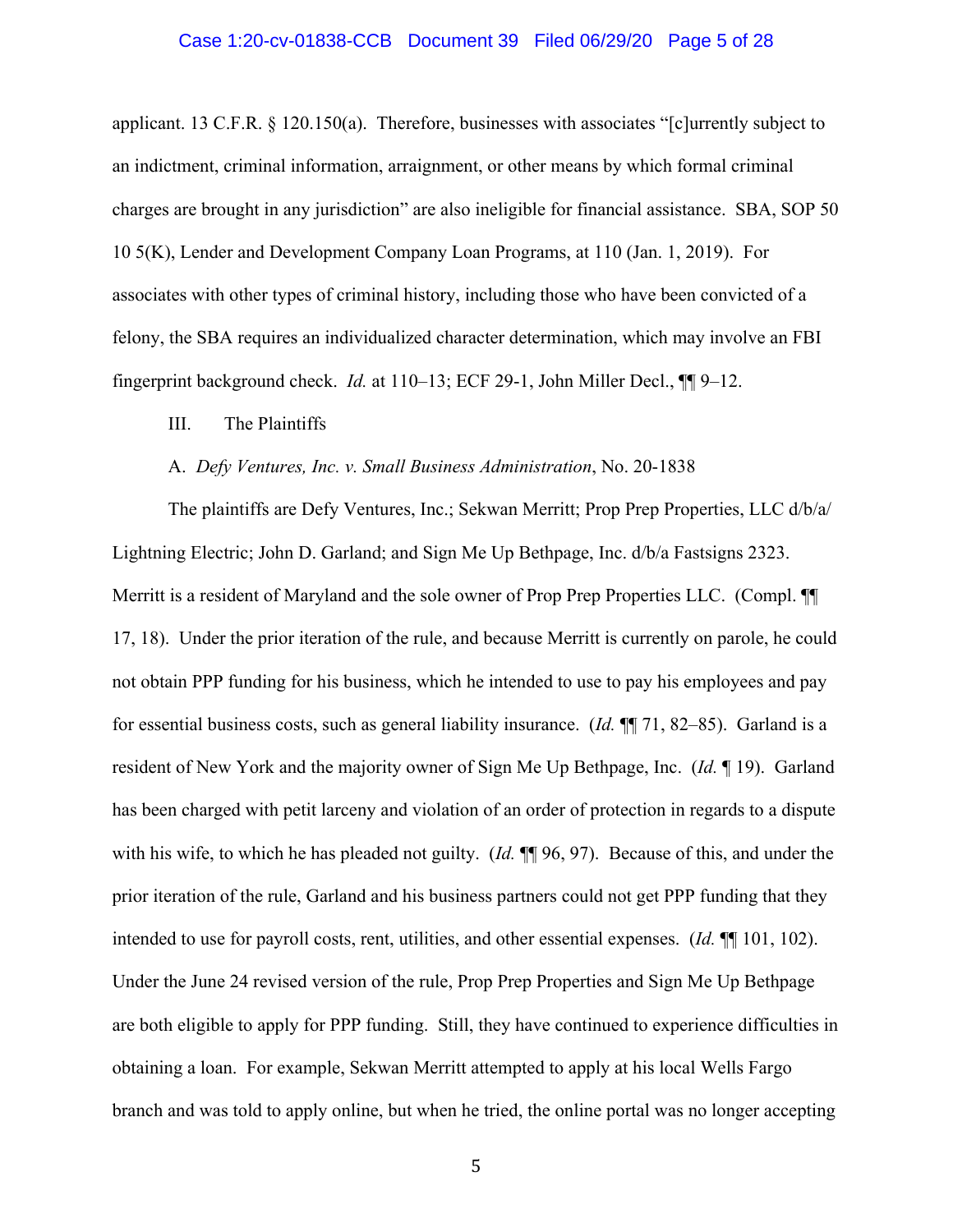applicant. 13 C.F.R. § 120.150(a). Therefore, businesses with associates "[c]urrently subject to an indictment, criminal information, arraignment, or other means by which formal criminal charges are brought in any jurisdiction" are also ineligible for financial assistance. SBA, SOP 50 10 5(K), Lender and Development Company Loan Programs, at 110 (Jan. 1, 2019). For associates with other types of criminal history, including those who have been convicted of a felony, the SBA requires an individualized character determination, which may involve an FBI fingerprint background check. *Id.* at 110–13; ECF 29-1, John Miller Decl., ¶¶ 9–12.

III. The Plaintiffs

A. *Defy Ventures, Inc. v. Small Business Administration*, No. 20-1838

The plaintiffs are Defy Ventures, Inc.; Sekwan Merritt; Prop Prep Properties, LLC d/b/a/ Lightning Electric; John D. Garland; and Sign Me Up Bethpage, Inc. d/b/a Fastsigns 2323. Merritt is a resident of Maryland and the sole owner of Prop Prep Properties LLC. (Compl. ¶¶ 17, 18). Under the prior iteration of the rule, and because Merritt is currently on parole, he could not obtain PPP funding for his business, which he intended to use to pay his employees and pay for essential business costs, such as general liability insurance. (*Id.* ¶¶ 71, 82–85). Garland is a resident of New York and the majority owner of Sign Me Up Bethpage, Inc. (*Id.* ¶ 19). Garland has been charged with petit larceny and violation of an order of protection in regards to a dispute with his wife, to which he has pleaded not guilty. (*Id.* ¶¶ 96, 97). Because of this, and under the prior iteration of the rule, Garland and his business partners could not get PPP funding that they intended to use for payroll costs, rent, utilities, and other essential expenses. (*Id.* ¶¶ 101, 102). Under the June 24 revised version of the rule, Prop Prep Properties and Sign Me Up Bethpage are both eligible to apply for PPP funding. Still, they have continued to experience difficulties in obtaining a loan. For example, Sekwan Merritt attempted to apply at his local Wells Fargo branch and was told to apply online, but when he tried, the online portal was no longer accepting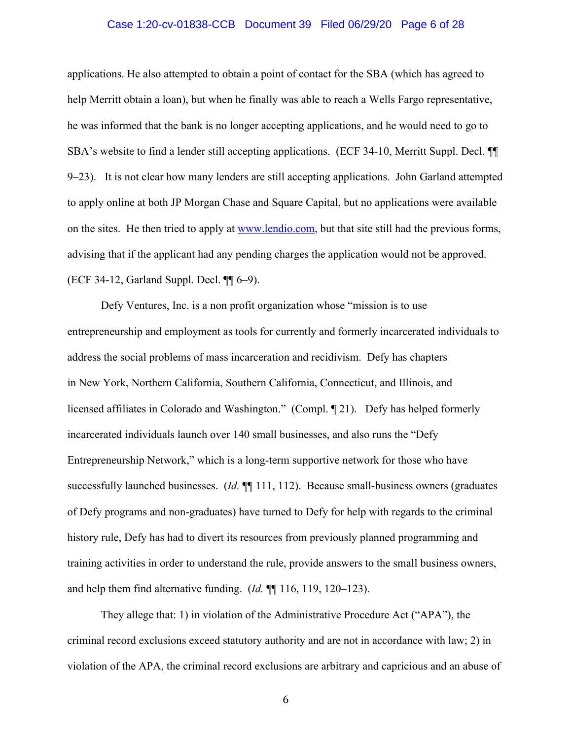applications. He also attempted to obtain a point of contact for the SBA (which has agreed to help Merritt obtain a loan), but when he finally was able to reach a Wells Fargo representative, he was informed that the bank is no longer accepting applications, and he would need to go to SBA's website to find a lender still accepting applications. (ECF 34-10, Merritt Suppl. Decl. ¶¶ 9–23). It is not clear how many lenders are still accepting applications. John Garland attempted to apply online at both JP Morgan Chase and Square Capital, but no applications were available on the sites. He then tried to apply at www.lendio.com, but that site still had the previous forms, advising that if the applicant had any pending charges the application would not be approved. (ECF 34-12, Garland Suppl. Decl. ¶¶ 6–9).

Defy Ventures, Inc. is a non profit organization whose "mission is to use entrepreneurship and employment as tools for currently and formerly incarcerated individuals to address the social problems of mass incarceration and recidivism. Defy has chapters in New York, Northern California, Southern California, Connecticut, and Illinois, and licensed affiliates in Colorado and Washington." (Compl. ¶ 21). Defy has helped formerly incarcerated individuals launch over 140 small businesses, and also runs the "Defy Entrepreneurship Network," which is a long-term supportive network for those who have successfully launched businesses. (*Id.* ¶¶ 111, 112). Because small-business owners (graduates of Defy programs and non-graduates) have turned to Defy for help with regards to the criminal history rule, Defy has had to divert its resources from previously planned programming and training activities in order to understand the rule, provide answers to the small business owners, and help them find alternative funding. (*Id.* ¶¶ 116, 119, 120–123).

They allege that: 1) in violation of the Administrative Procedure Act ("APA"), the criminal record exclusions exceed statutory authority and are not in accordance with law; 2) in violation of the APA, the criminal record exclusions are arbitrary and capricious and an abuse of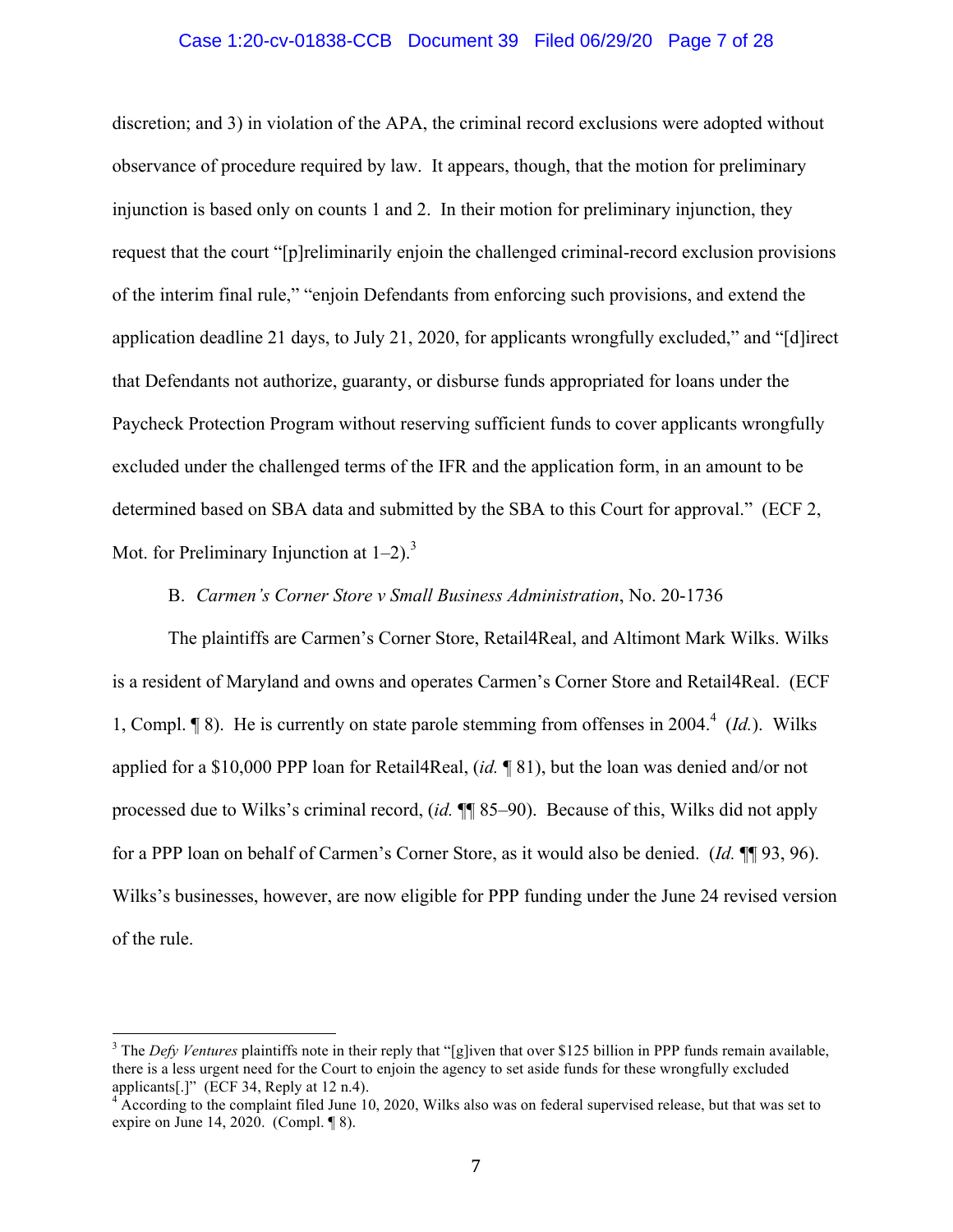discretion; and 3) in violation of the APA, the criminal record exclusions were adopted without observance of procedure required by law. It appears, though, that the motion for preliminary injunction is based only on counts 1 and 2. In their motion for preliminary injunction, they request that the court "[p]reliminarily enjoin the challenged criminal-record exclusion provisions of the interim final rule," "enjoin Defendants from enforcing such provisions, and extend the application deadline 21 days, to July 21, 2020, for applicants wrongfully excluded," and "[d]irect that Defendants not authorize, guaranty, or disburse funds appropriated for loans under the Paycheck Protection Program without reserving sufficient funds to cover applicants wrongfully excluded under the challenged terms of the IFR and the application form, in an amount to be determined based on SBA data and submitted by the SBA to this Court for approval." (ECF 2, Mot. for Preliminary Injunction at 1–2).[3]

B. *Carmen's Corner Store v Small Business Administration*, No. 20-1736

The plaintiffs are Carmen's Corner Store, Retail4Real, and Altimont Mark Wilks. Wilks is a resident of Maryland and owns and operates Carmen's Corner Store and Retail4Real. (ECF 1, Compl. ¶ 8). He is currently on state parole stemming from offenses in 2004.[4] (*Id.*). Wilks applied for a $10,000 PPP loan for Retail4Real, (*id.* ¶ 81), but the loan was denied and/or not processed due to Wilks's criminal record, (*id.* ¶¶ 85–90). Because of this, Wilks did not apply for a PPP loan on behalf of Carmen's Corner Store, as it would also be denied. (*Id.* ¶¶ 93, 96). Wilks's businesses, however, are now eligible for PPP funding under the June 24 revised version of the rule.

---

[3] The *Defy Ventures* plaintiffs note in their reply that "[g]iven that over $125 billion in PPP funds remain available, there is a less urgent need for the Court to enjoin the agency to set aside funds for these wrongfully excluded applicants[.]" (ECF 34, Reply at 12 n.4).

[4] According to the complaint filed June 10, 2020, Wilks also was on federal supervised release, but that was set to expire on June 14, 2020. (Compl. ¶ 8).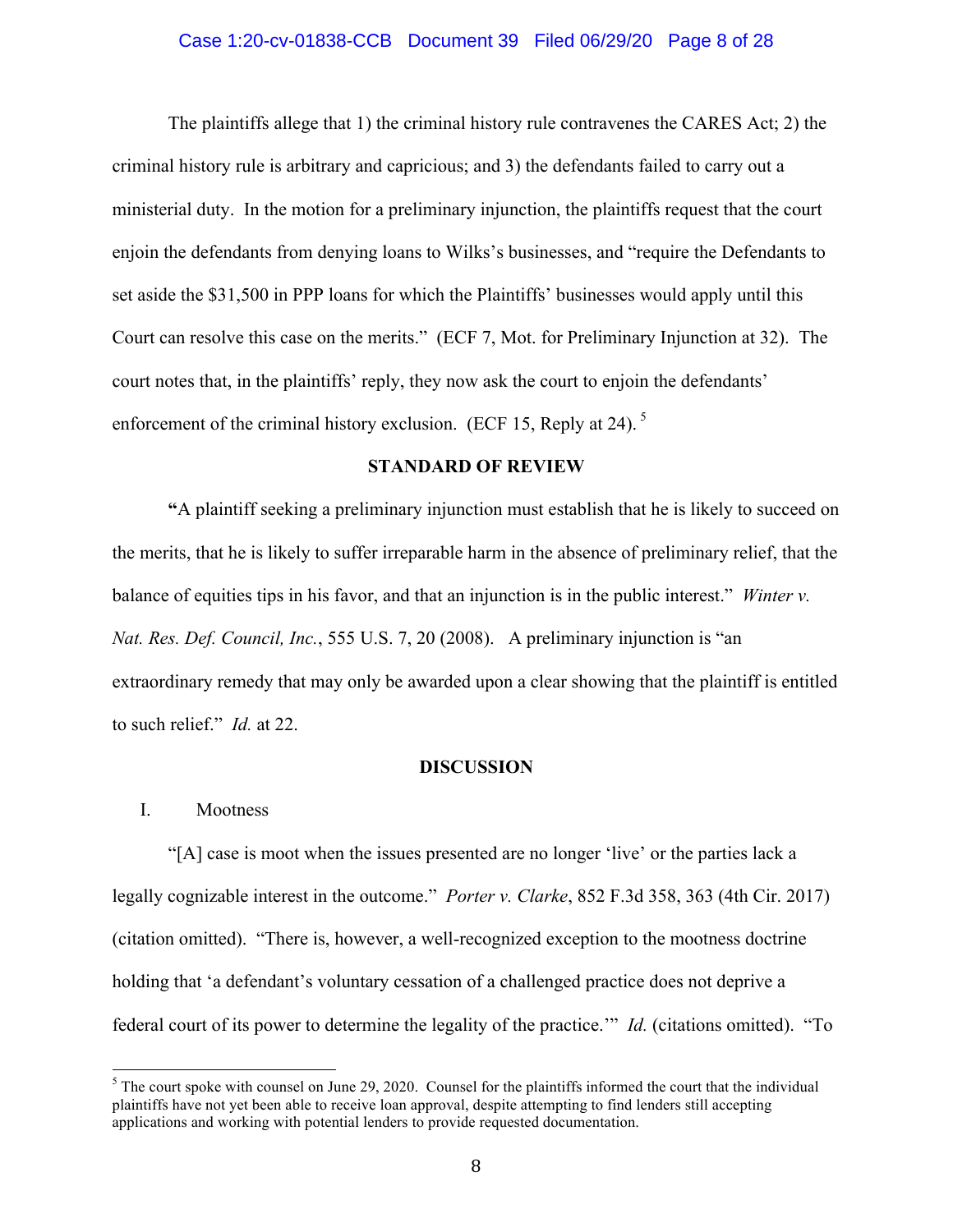The plaintiffs allege that 1) the criminal history rule contravenes the CARES Act; 2) the criminal history rule is arbitrary and capricious; and 3) the defendants failed to carry out a ministerial duty. In the motion for a preliminary injunction, the plaintiffs request that the court enjoin the defendants from denying loans to Wilks's businesses, and "require the Defendants to set aside the $31,500 in PPP loans for which the Plaintiffs' businesses would apply until this Court can resolve this case on the merits." (ECF 7, Mot. for Preliminary Injunction at 32). The court notes that, in the plaintiffs' reply, they now ask the court to enjoin the defendants' enforcement of the criminal history exclusion. (ECF 15, Reply at 24).[5]

## STANDARD OF REVIEW

"A plaintiff seeking a preliminary injunction must establish that he is likely to succeed on the merits, that he is likely to suffer irreparable harm in the absence of preliminary relief, that the balance of equities tips in his favor, and that an injunction is in the public interest." *Winter v. Nat. Res. Def. Council, Inc.*, 555 U.S. 7, 20 (2008). A preliminary injunction is "an extraordinary remedy that may only be awarded upon a clear showing that the plaintiff is entitled to such relief." *Id.* at 22.

## DISCUSSION

I. Mootness

"[A] case is moot when the issues presented are no longer 'live' or the parties lack a legally cognizable interest in the outcome." *Porter v. Clarke*, 852 F.3d 358, 363 (4th Cir. 2017) (citation omitted). "There is, however, a well-recognized exception to the mootness doctrine holding that 'a defendant's voluntary cessation of a challenged practice does not deprive a federal court of its power to determine the legality of the practice.'" *Id.* (citations omitted). "To

[5] The court spoke with counsel on June 29, 2020. Counsel for the plaintiffs informed the court that the individual plaintiffs have not yet been able to receive loan approval, despite attempting to find lenders still accepting applications and working with potential lenders to provide requested documentation.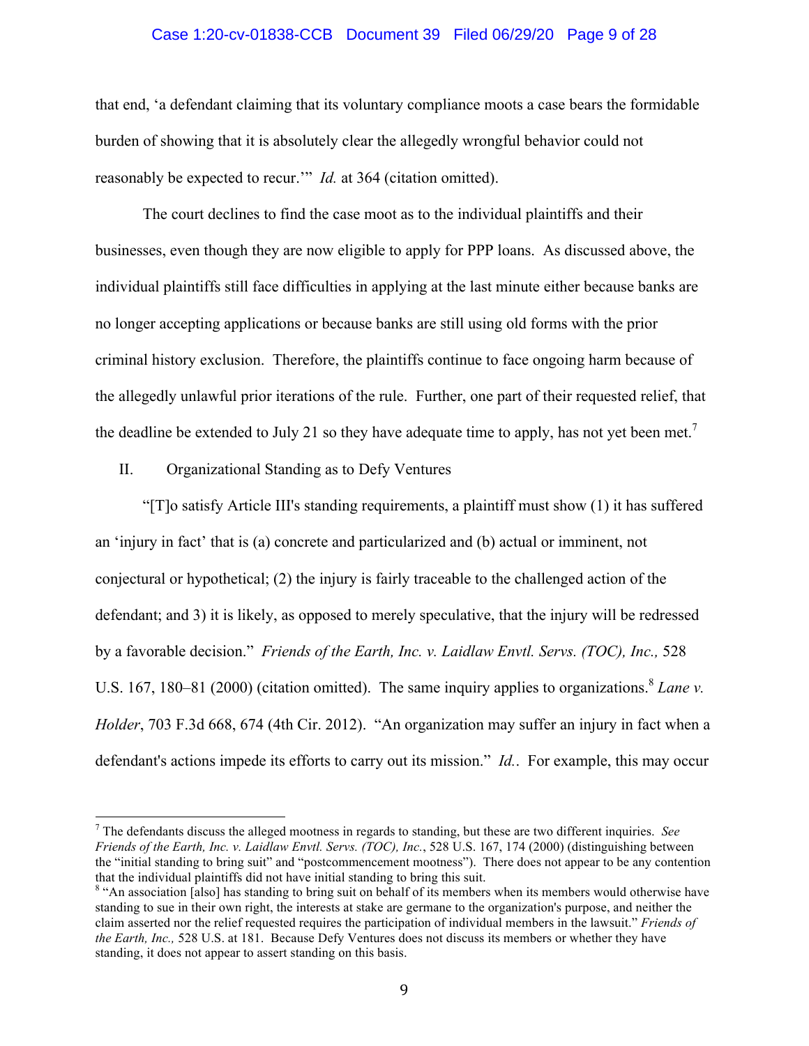that end, 'a defendant claiming that its voluntary compliance moots a case bears the formidable burden of showing that it is absolutely clear the allegedly wrongful behavior could not reasonably be expected to recur.'" *Id.* at 364 (citation omitted).

The court declines to find the case moot as to the individual plaintiffs and their businesses, even though they are now eligible to apply for PPP loans. As discussed above, the individual plaintiffs still face difficulties in applying at the last minute either because banks are no longer accepting applications or because banks are still using old forms with the prior criminal history exclusion. Therefore, the plaintiffs continue to face ongoing harm because of the allegedly unlawful prior iterations of the rule. Further, one part of their requested relief, that the deadline be extended to July 21 so they have adequate time to apply, has not yet been met.[7]

II. Organizational Standing as to Defy Ventures

"[T]o satisfy Article III's standing requirements, a plaintiff must show (1) it has suffered an 'injury in fact' that is (a) concrete and particularized and (b) actual or imminent, not conjectural or hypothetical; (2) the injury is fairly traceable to the challenged action of the defendant; and 3) it is likely, as opposed to merely speculative, that the injury will be redressed by a favorable decision." *Friends of the Earth, Inc. v. Laidlaw Envtl. Servs. (TOC), Inc.,* 528 U.S. 167, 180–81 (2000) (citation omitted). The same inquiry applies to organizations.[8] *Lane v. Holder*, 703 F.3d 668, 674 (4th Cir. 2012). "An organization may suffer an injury in fact when a defendant's actions impede its efforts to carry out its mission." *Id.*. For example, this may occur

---

[7] The defendants discuss the alleged mootness in regards to standing, but these are two different inquiries. *See Friends of the Earth, Inc. v. Laidlaw Envtl. Servs. (TOC), Inc.*, 528 U.S. 167, 174 (2000) (distinguishing between the "initial standing to bring suit" and "postcommencement mootness"). There does not appear to be any contention that the individual plaintiffs did not have initial standing to bring this suit.

[8] "An association [also] has standing to bring suit on behalf of its members when its members would otherwise have standing to sue in their own right, the interests at stake are germane to the organization's purpose, and neither the claim asserted nor the relief requested requires the participation of individual members in the lawsuit." *Friends of the Earth, Inc.,* 528 U.S. at 181. Because Defy Ventures does not discuss its members or whether they have standing, it does not appear to assert standing on this basis.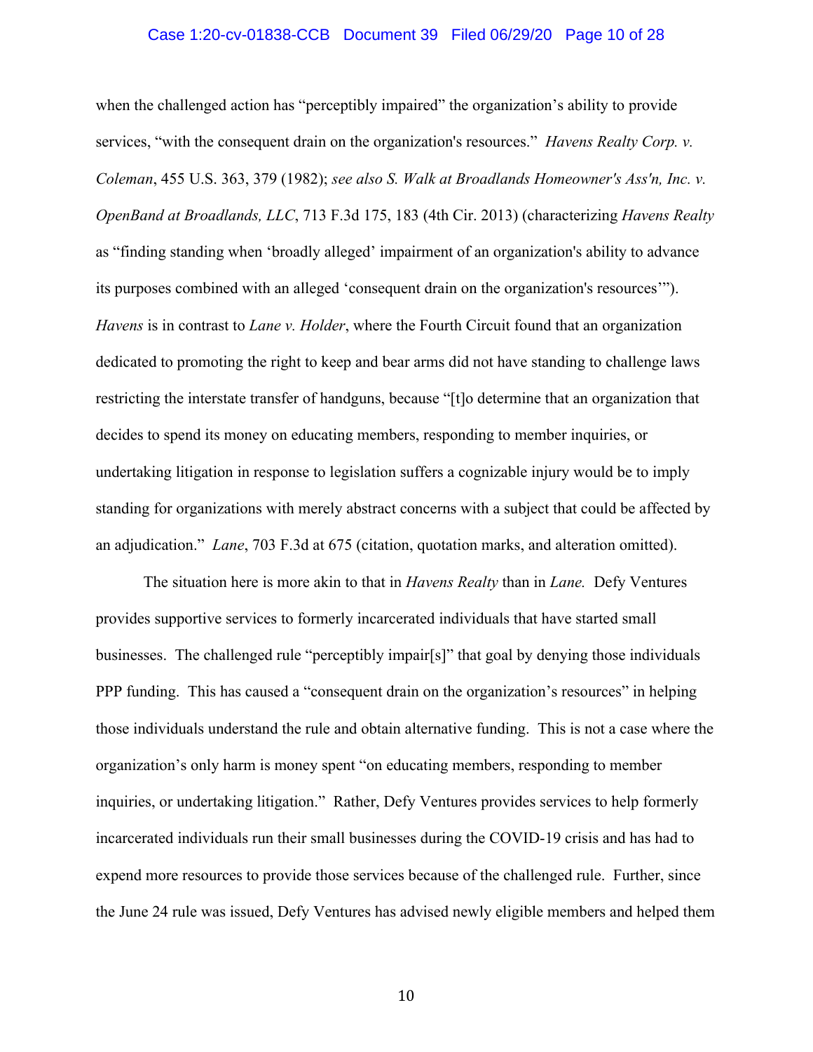when the challenged action has "perceptibly impaired" the organization's ability to provide services, "with the consequent drain on the organization's resources." *Havens Realty Corp. v. Coleman*, 455 U.S. 363, 379 (1982); *see also S. Walk at Broadlands Homeowner's Ass'n, Inc. v. OpenBand at Broadlands, LLC*, 713 F.3d 175, 183 (4th Cir. 2013) (characterizing *Havens Realty* as "finding standing when 'broadly alleged' impairment of an organization's ability to advance its purposes combined with an alleged 'consequent drain on the organization's resources'"). *Havens* is in contrast to *Lane v. Holder*, where the Fourth Circuit found that an organization dedicated to promoting the right to keep and bear arms did not have standing to challenge laws restricting the interstate transfer of handguns, because "[t]o determine that an organization that decides to spend its money on educating members, responding to member inquiries, or undertaking litigation in response to legislation suffers a cognizable injury would be to imply standing for organizations with merely abstract concerns with a subject that could be affected by an adjudication." *Lane*, 703 F.3d at 675 (citation, quotation marks, and alteration omitted).

The situation here is more akin to that in *Havens Realty* than in *Lane.* Defy Ventures provides supportive services to formerly incarcerated individuals that have started small businesses. The challenged rule "perceptibly impair[s]" that goal by denying those individuals PPP funding. This has caused a "consequent drain on the organization's resources" in helping those individuals understand the rule and obtain alternative funding. This is not a case where the organization's only harm is money spent "on educating members, responding to member inquiries, or undertaking litigation." Rather, Defy Ventures provides services to help formerly incarcerated individuals run their small businesses during the COVID-19 crisis and has had to expend more resources to provide those services because of the challenged rule. Further, since the June 24 rule was issued, Defy Ventures has advised newly eligible members and helped them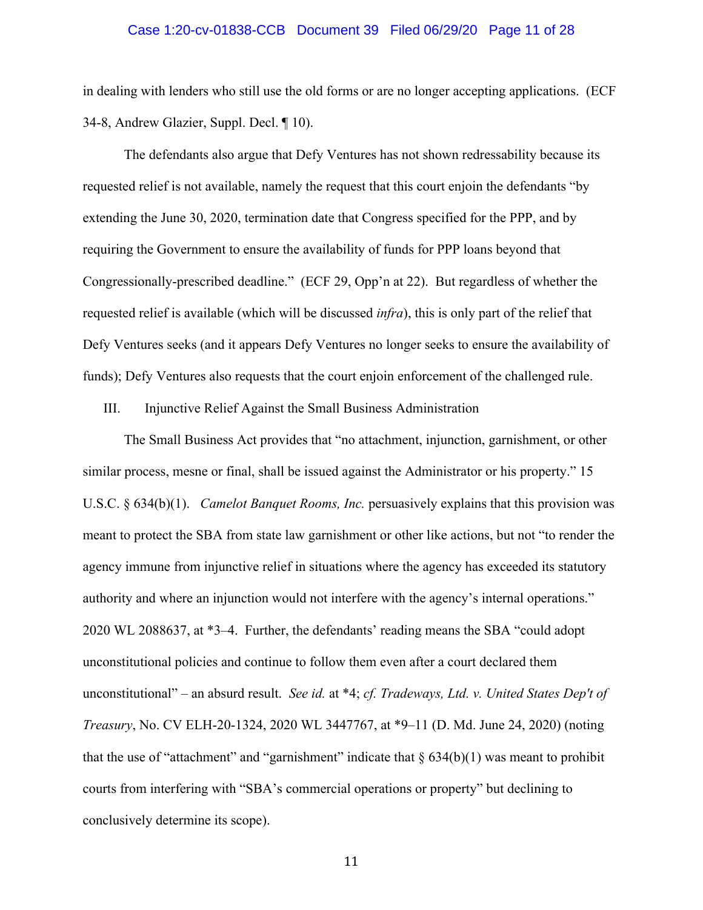in dealing with lenders who still use the old forms or are no longer accepting applications. (ECF 34-8, Andrew Glazier, Suppl. Decl. ¶ 10).

The defendants also argue that Defy Ventures has not shown redressability because its requested relief is not available, namely the request that this court enjoin the defendants "by extending the June 30, 2020, termination date that Congress specified for the PPP, and by requiring the Government to ensure the availability of funds for PPP loans beyond that Congressionally-prescribed deadline." (ECF 29, Opp'n at 22). But regardless of whether the requested relief is available (which will be discussed *infra*), this is only part of the relief that Defy Ventures seeks (and it appears Defy Ventures no longer seeks to ensure the availability of funds); Defy Ventures also requests that the court enjoin enforcement of the challenged rule.

III. Injunctive Relief Against the Small Business Administration

The Small Business Act provides that "no attachment, injunction, garnishment, or other similar process, mesne or final, shall be issued against the Administrator or his property." 15 U.S.C. § 634(b)(1). *Camelot Banquet Rooms, Inc.* persuasively explains that this provision was meant to protect the SBA from state law garnishment or other like actions, but not "to render the agency immune from injunctive relief in situations where the agency has exceeded its statutory authority and where an injunction would not interfere with the agency's internal operations." 2020 WL 2088637, at *3–4. Further, the defendants' reading means the SBA "could adopt unconstitutional policies and continue to follow them even after a court declared them unconstitutional" – an absurd result. *See id.* at *4; *cf. Tradeways, Ltd. v. United States Dep't of Treasury*, No. CV ELH-20-1324, 2020 WL 3447767, at *9–11 (D. Md. June 24, 2020) (noting that the use of "attachment" and "garnishment" indicate that § 634(b)(1) was meant to prohibit courts from interfering with "SBA's commercial operations or property" but declining to conclusively determine its scope).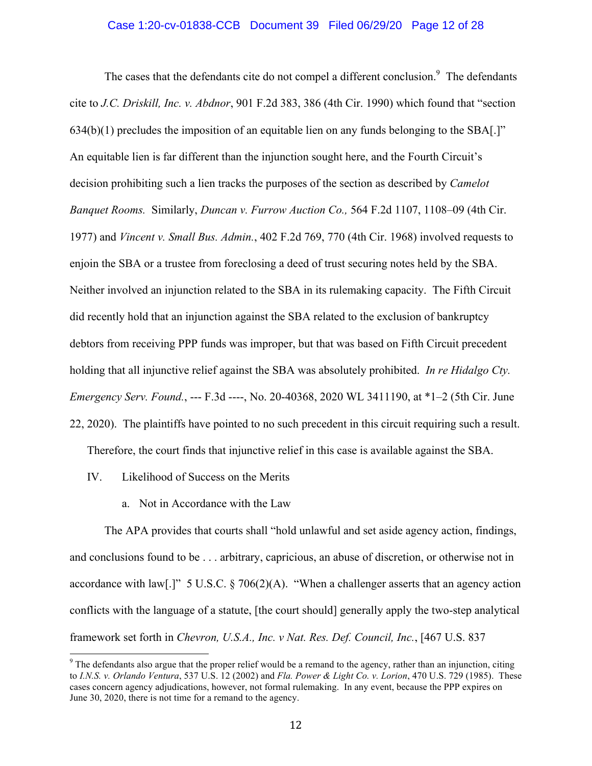The cases that the defendants cite do not compel a different conclusion.[9] The defendants cite to *J.C. Driskill, Inc. v. Abdnor*, 901 F.2d 383, 386 (4th Cir. 1990) which found that "section 634(b)(1) precludes the imposition of an equitable lien on any funds belonging to the SBA[.]" An equitable lien is far different than the injunction sought here, and the Fourth Circuit's decision prohibiting such a lien tracks the purposes of the section as described by *Camelot Banquet Rooms.* Similarly, *Duncan v. Furrow Auction Co.,* 564 F.2d 1107, 1108–09 (4th Cir. 1977) and *Vincent v. Small Bus. Admin.*, 402 F.2d 769, 770 (4th Cir. 1968) involved requests to enjoin the SBA or a trustee from foreclosing a deed of trust securing notes held by the SBA. Neither involved an injunction related to the SBA in its rulemaking capacity. The Fifth Circuit did recently hold that an injunction against the SBA related to the exclusion of bankruptcy debtors from receiving PPP funds was improper, but that was based on Fifth Circuit precedent holding that all injunctive relief against the SBA was absolutely prohibited. *In re Hidalgo Cty. Emergency Serv. Found.*, --- F.3d ----, No. 20-40368, 2020 WL 3411190, at *1–2 (5th Cir. June 22, 2020). The plaintiffs have pointed to no such precedent in this circuit requiring such a result.

Therefore, the court finds that injunctive relief in this case is available against the SBA.

IV. Likelihood of Success on the Merits

a. Not in Accordance with the Law

The APA provides that courts shall "hold unlawful and set aside agency action, findings, and conclusions found to be . . . arbitrary, capricious, an abuse of discretion, or otherwise not in accordance with law[.]" 5 U.S.C. § 706(2)(A). "When a challenger asserts that an agency action conflicts with the language of a statute, [the court should] generally apply the two-step analytical framework set forth in *Chevron, U.S.A., Inc. v Nat. Res. Def. Council, Inc.*, [467 U.S. 837

[9] The defendants also argue that the proper relief would be a remand to the agency, rather than an injunction, citing to *I.N.S. v. Orlando Ventura*, 537 U.S. 12 (2002) and *Fla. Power & Light Co. v. Lorion*, 470 U.S. 729 (1985). These cases concern agency adjudications, however, not formal rulemaking. In any event, because the PPP expires on June 30, 2020, there is not time for a remand to the agency.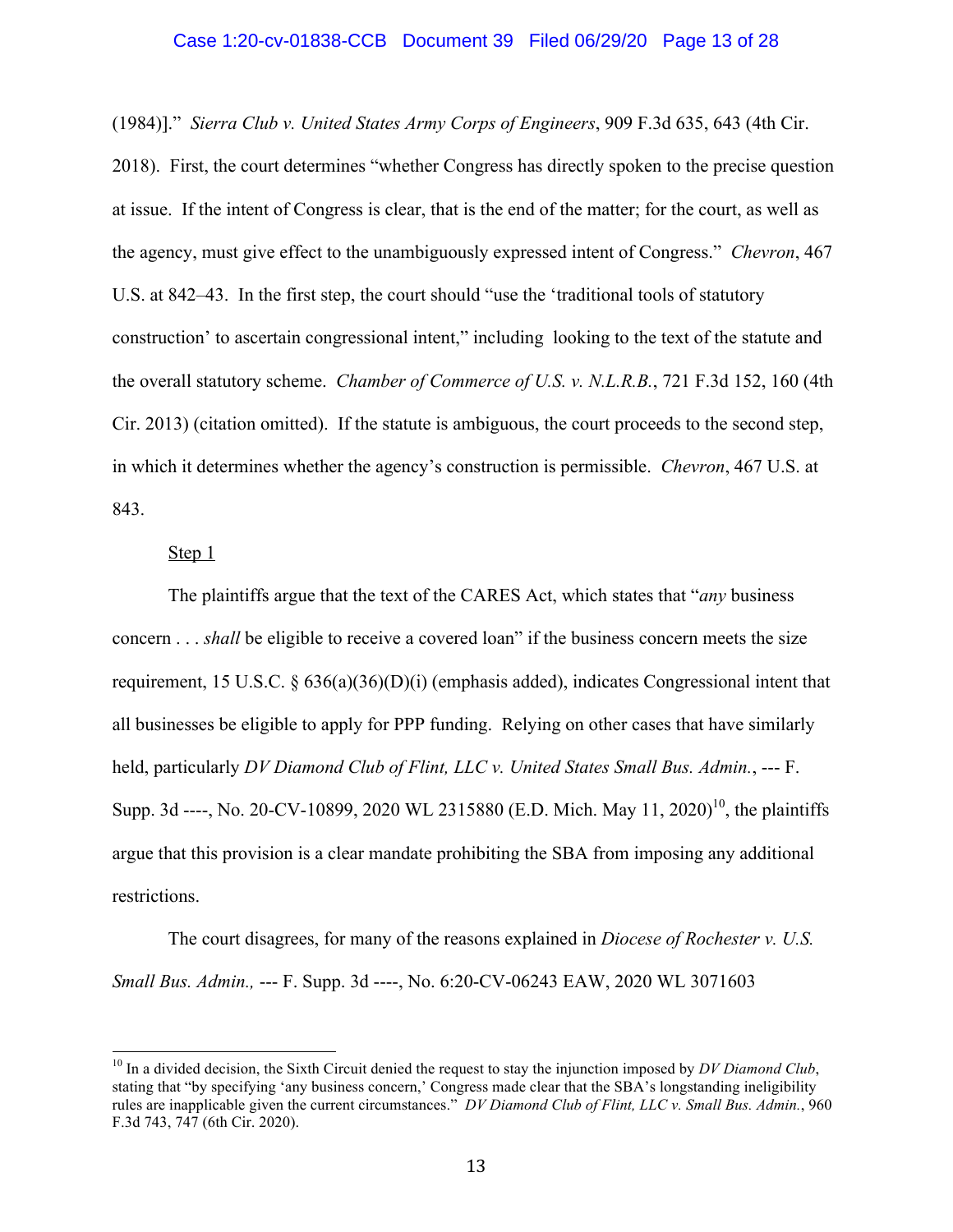(1984)].” *Sierra Club v. United States Army Corps of Engineers*, 909 F.3d 635, 643 (4th Cir. 2018). First, the court determines “whether Congress has directly spoken to the precise question at issue. If the intent of Congress is clear, that is the end of the matter; for the court, as well as the agency, must give effect to the unambiguously expressed intent of Congress.” *Chevron*, 467 U.S. at 842–43. In the first step, the court should “use the ‘traditional tools of statutory construction’ to ascertain congressional intent,” including looking to the text of the statute and the overall statutory scheme. *Chamber of Commerce of U.S. v. N.L.R.B.*, 721 F.3d 152, 160 (4th Cir. 2013) (citation omitted). If the statute is ambiguous, the court proceeds to the second step, in which it determines whether the agency’s construction is permissible. *Chevron*, 467 U.S. at 843.

Step 1

The plaintiffs argue that the text of the CARES Act, which states that “*any* business concern . . . *shall* be eligible to receive a covered loan” if the business concern meets the size requirement, 15 U.S.C. § 636(a)(36)(D)(i) (emphasis added), indicates Congressional intent that all businesses be eligible to apply for PPP funding. Relying on other cases that have similarly held, particularly *DV Diamond Club of Flint, LLC v. United States Small Bus. Admin.*, --- F. Supp. 3d ----, No. 20-CV-10899, 2020 WL 2315880 (E.D. Mich. May 11, 2020)[10], the plaintiffs argue that this provision is a clear mandate prohibiting the SBA from imposing any additional restrictions.

The court disagrees, for many of the reasons explained in *Diocese of Rochester v. U.S. Small Bus. Admin.,* --- F. Supp. 3d ----, No. 6:20-CV-06243 EAW, 2020 WL 3071603

[10] In a divided decision, the Sixth Circuit denied the request to stay the injunction imposed by *DV Diamond Club*, stating that “by specifying ‘any business concern,’ Congress made clear that the SBA’s longstanding ineligibility rules are inapplicable given the current circumstances.” *DV Diamond Club of Flint, LLC v. Small Bus. Admin.*, 960 F.3d 743, 747 (6th Cir. 2020).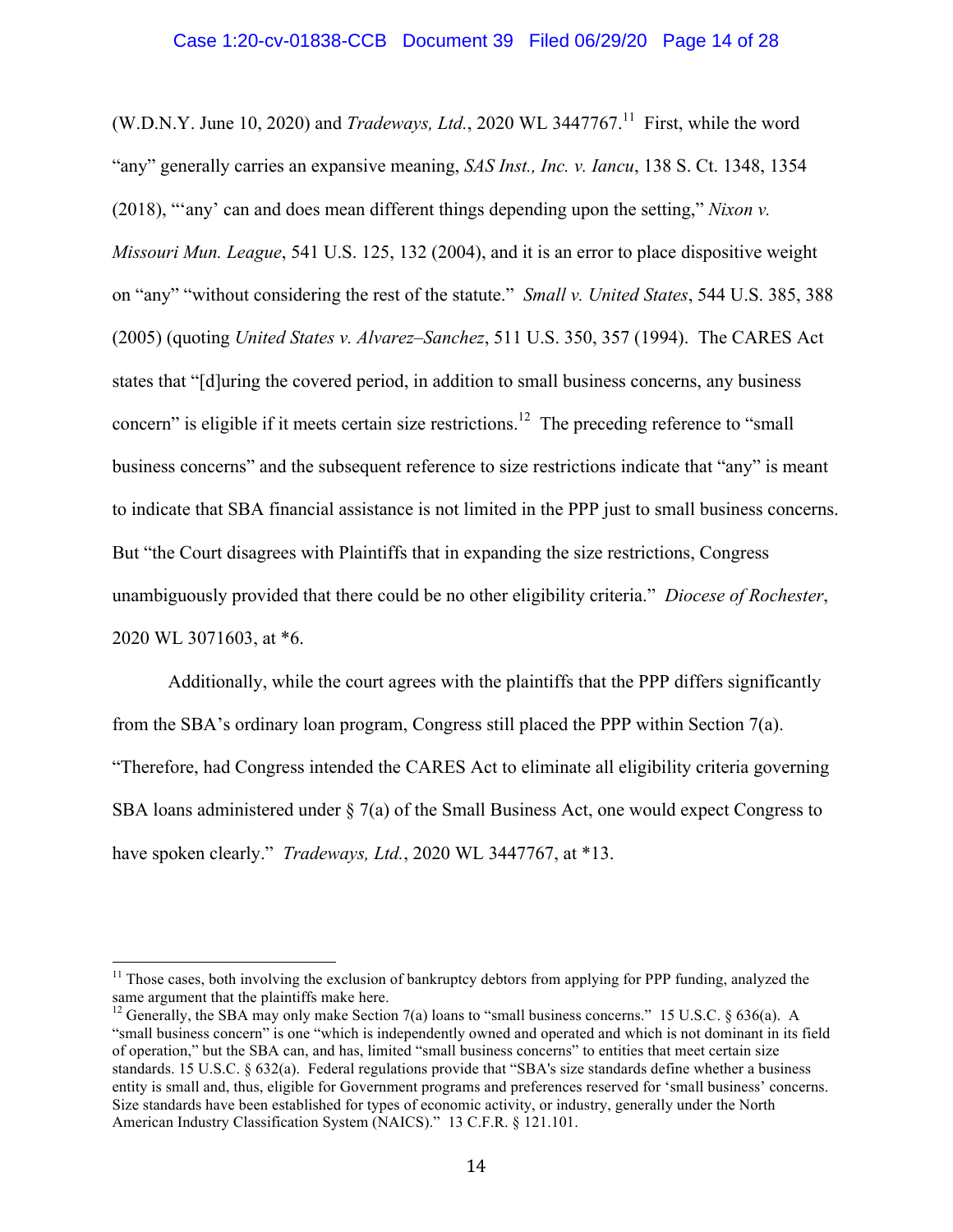(W.D.N.Y. June 10, 2020) and *Tradeways, Ltd.*, 2020 WL 3447767.[11] First, while the word "any" generally carries an expansive meaning, *SAS Inst., Inc. v. Iancu*, 138 S. Ct. 1348, 1354 (2018), "'any' can and does mean different things depending upon the setting," *Nixon v. Missouri Mun. League*, 541 U.S. 125, 132 (2004), and it is an error to place dispositive weight on "any" "without considering the rest of the statute." *Small v. United States*, 544 U.S. 385, 388 (2005) (quoting *United States v. Alvarez–Sanchez*, 511 U.S. 350, 357 (1994). The CARES Act states that "[d]uring the covered period, in addition to small business concerns, any business concern" is eligible if it meets certain size restrictions.[12] The preceding reference to "small business concerns" and the subsequent reference to size restrictions indicate that "any" is meant to indicate that SBA financial assistance is not limited in the PPP just to small business concerns. But "the Court disagrees with Plaintiffs that in expanding the size restrictions, Congress unambiguously provided that there could be no other eligibility criteria." *Diocese of Rochester*, 2020 WL 3071603, at *6.

Additionally, while the court agrees with the plaintiffs that the PPP differs significantly from the SBA's ordinary loan program, Congress still placed the PPP within Section 7(a). "Therefore, had Congress intended the CARES Act to eliminate all eligibility criteria governing SBA loans administered under § 7(a) of the Small Business Act, one would expect Congress to have spoken clearly." *Tradeways, Ltd.*, 2020 WL 3447767, at *13.

---

[11] Those cases, both involving the exclusion of bankruptcy debtors from applying for PPP funding, analyzed the same argument that the plaintiffs make here.

[12] Generally, the SBA may only make Section 7(a) loans to "small business concerns." 15 U.S.C. § 636(a). A "small business concern" is one "which is independently owned and operated and which is not dominant in its field of operation," but the SBA can, and has, limited "small business concerns" to entities that meet certain size standards. 15 U.S.C. § 632(a). Federal regulations provide that "SBA's size standards define whether a business entity is small and, thus, eligible for Government programs and preferences reserved for 'small business' concerns. Size standards have been established for types of economic activity, or industry, generally under the North American Industry Classification System (NAICS)." 13 C.F.R. § 121.101.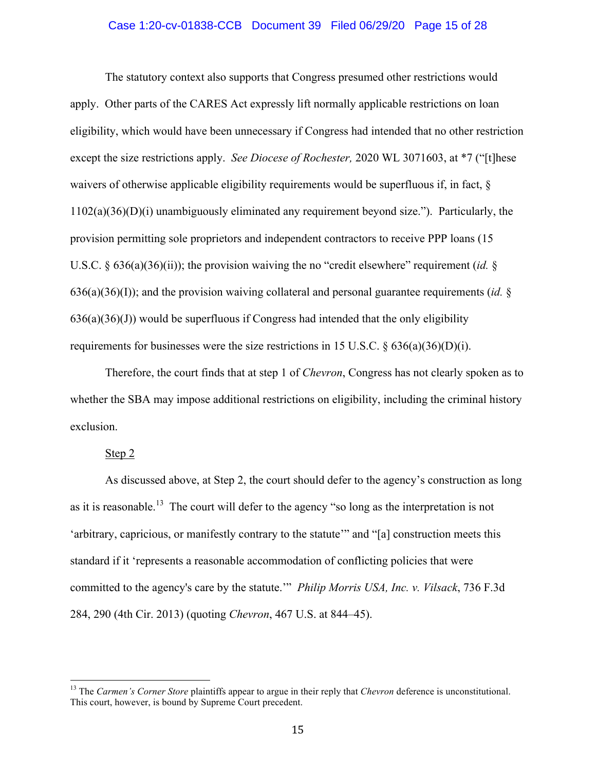The statutory context also supports that Congress presumed other restrictions would apply. Other parts of the CARES Act expressly lift normally applicable restrictions on loan eligibility, which would have been unnecessary if Congress had intended that no other restriction except the size restrictions apply. *See Diocese of Rochester,* 2020 WL 3071603, at *7 ("[t]hese waivers of otherwise applicable eligibility requirements would be superfluous if, in fact, § 1102(a)(36)(D)(i) unambiguously eliminated any requirement beyond size."). Particularly, the provision permitting sole proprietors and independent contractors to receive PPP loans (15 U.S.C. § 636(a)(36)(ii)); the provision waiving the no "credit elsewhere" requirement (*id.* § 636(a)(36)(I)); and the provision waiving collateral and personal guarantee requirements (*id.* § 636(a)(36)(J)) would be superfluous if Congress had intended that the only eligibility requirements for businesses were the size restrictions in 15 U.S.C. § 636(a)(36)(D)(i).

Therefore, the court finds that at step 1 of *Chevron*, Congress has not clearly spoken as to whether the SBA may impose additional restrictions on eligibility, including the criminal history exclusion.

<u>Step 2</u>

As discussed above, at Step 2, the court should defer to the agency's construction as long as it is reasonable.[13] The court will defer to the agency "so long as the interpretation is not 'arbitrary, capricious, or manifestly contrary to the statute'" and "[a] construction meets this standard if it 'represents a reasonable accommodation of conflicting policies that were committed to the agency's care by the statute.'" *Philip Morris USA, Inc. v. Vilsack*, 736 F.3d 284, 290 (4th Cir. 2013) (quoting *Chevron*, 467 U.S. at 844–45).

[13] The *Carmen's Corner Store* plaintiffs appear to argue in their reply that *Chevron* deference is unconstitutional. This court, however, is bound by Supreme Court precedent.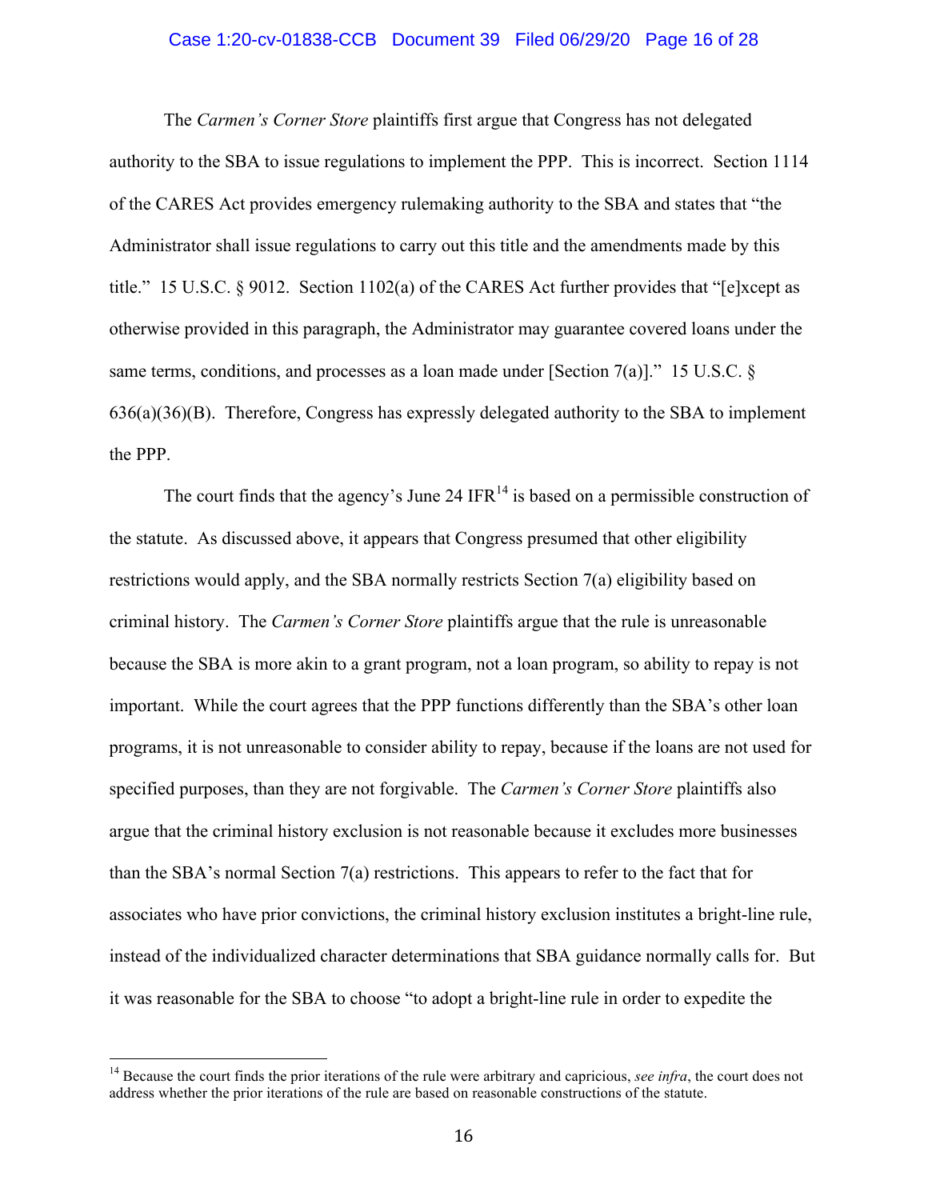The *Carmen's Corner Store* plaintiffs first argue that Congress has not delegated authority to the SBA to issue regulations to implement the PPP. This is incorrect. Section 1114 of the CARES Act provides emergency rulemaking authority to the SBA and states that "the Administrator shall issue regulations to carry out this title and the amendments made by this title." 15 U.S.C. § 9012. Section 1102(a) of the CARES Act further provides that "[e]xcept as otherwise provided in this paragraph, the Administrator may guarantee covered loans under the same terms, conditions, and processes as a loan made under [Section 7(a)]." 15 U.S.C. § 636(a)(36)(B). Therefore, Congress has expressly delegated authority to the SBA to implement the PPP.

The court finds that the agency's June 24 IFR[14] is based on a permissible construction of the statute. As discussed above, it appears that Congress presumed that other eligibility restrictions would apply, and the SBA normally restricts Section 7(a) eligibility based on criminal history. The *Carmen's Corner Store* plaintiffs argue that the rule is unreasonable because the SBA is more akin to a grant program, not a loan program, so ability to repay is not important. While the court agrees that the PPP functions differently than the SBA's other loan programs, it is not unreasonable to consider ability to repay, because if the loans are not used for specified purposes, than they are not forgivable. The *Carmen's Corner Store* plaintiffs also argue that the criminal history exclusion is not reasonable because it excludes more businesses than the SBA's normal Section 7(a) restrictions. This appears to refer to the fact that for associates who have prior convictions, the criminal history exclusion institutes a bright-line rule, instead of the individualized character determinations that SBA guidance normally calls for. But it was reasonable for the SBA to choose "to adopt a bright-line rule in order to expedite the

[14] Because the court finds the prior iterations of the rule were arbitrary and capricious, *see infra*, the court does not address whether the prior iterations of the rule are based on reasonable constructions of the statute.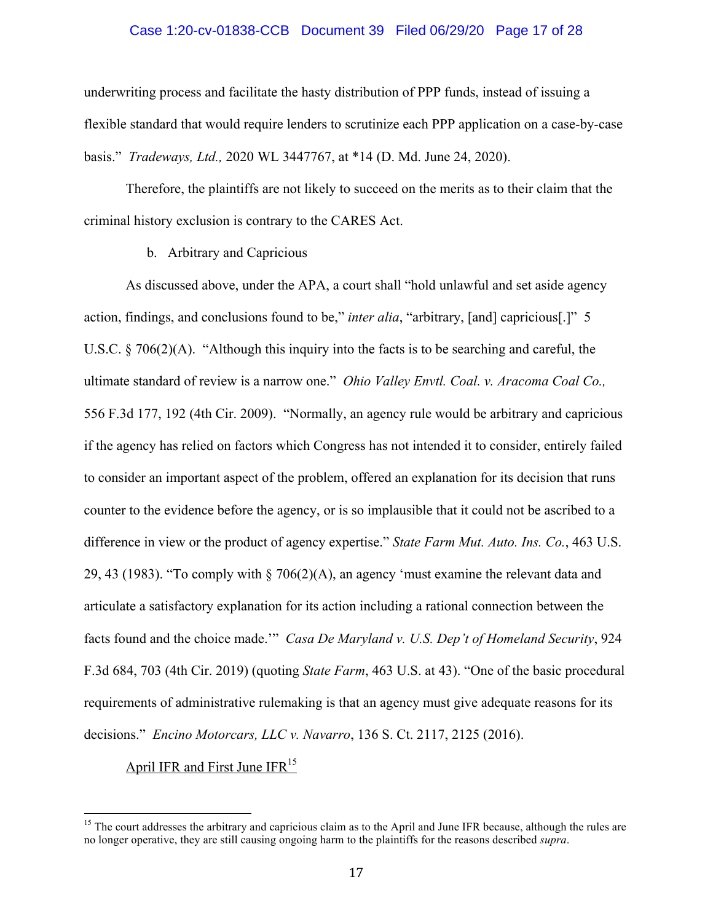underwriting process and facilitate the hasty distribution of PPP funds, instead of issuing a flexible standard that would require lenders to scrutinize each PPP application on a case-by-case basis." *Tradeways, Ltd.,* 2020 WL 3447767, at *14 (D. Md. June 24, 2020).

Therefore, the plaintiffs are not likely to succeed on the merits as to their claim that the criminal history exclusion is contrary to the CARES Act.

b. Arbitrary and Capricious

As discussed above, under the APA, a court shall "hold unlawful and set aside agency action, findings, and conclusions found to be," *inter alia*, "arbitrary, [and] capricious[.]" 5 U.S.C. § 706(2)(A). "Although this inquiry into the facts is to be searching and careful, the ultimate standard of review is a narrow one." *Ohio Valley Envtl. Coal. v. Aracoma Coal Co.,* 556 F.3d 177, 192 (4th Cir. 2009). "Normally, an agency rule would be arbitrary and capricious if the agency has relied on factors which Congress has not intended it to consider, entirely failed to consider an important aspect of the problem, offered an explanation for its decision that runs counter to the evidence before the agency, or is so implausible that it could not be ascribed to a difference in view or the product of agency expertise." *State Farm Mut. Auto. Ins. Co.*, 463 U.S. 29, 43 (1983). "To comply with § 706(2)(A), an agency 'must examine the relevant data and articulate a satisfactory explanation for its action including a rational connection between the facts found and the choice made.'" *Casa De Maryland v. U.S. Dep't of Homeland Security*, 924 F.3d 684, 703 (4th Cir. 2019) (quoting *State Farm*, 463 U.S. at 43). "One of the basic procedural requirements of administrative rulemaking is that an agency must give adequate reasons for its decisions." *Encino Motorcars, LLC v. Navarro*, 136 S. Ct. 2117, 2125 (2016).

<u>April IFR and First June IFR</u>[15]

[15] The court addresses the arbitrary and capricious claim as to the April and June IFR because, although the rules are no longer operative, they are still causing ongoing harm to the plaintiffs for the reasons described *supra*.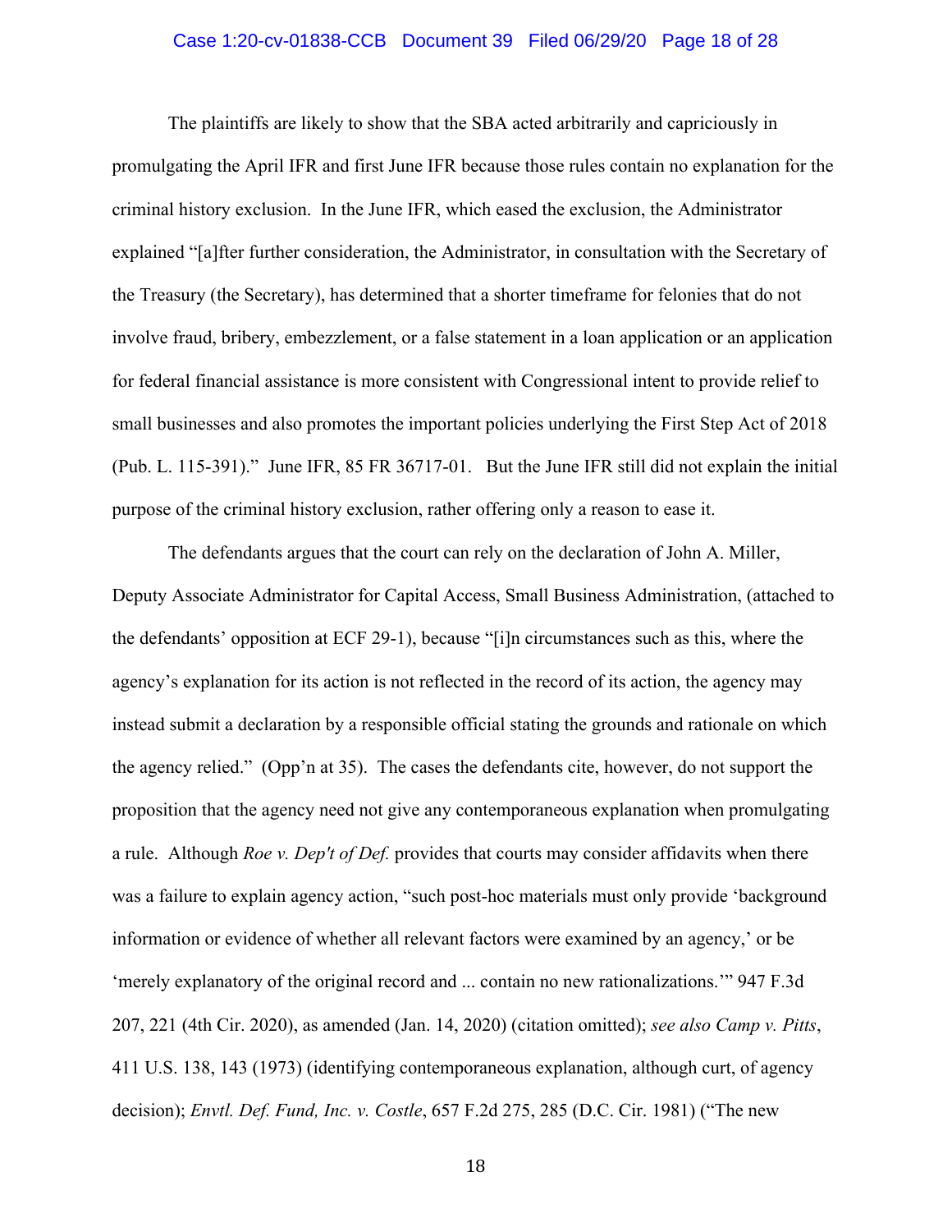The plaintiffs are likely to show that the SBA acted arbitrarily and capriciously in promulgating the April IFR and first June IFR because those rules contain no explanation for the criminal history exclusion. In the June IFR, which eased the exclusion, the Administrator explained "[a]fter further consideration, the Administrator, in consultation with the Secretary of the Treasury (the Secretary), has determined that a shorter timeframe for felonies that do not involve fraud, bribery, embezzlement, or a false statement in a loan application or an application for federal financial assistance is more consistent with Congressional intent to provide relief to small businesses and also promotes the important policies underlying the First Step Act of 2018 (Pub. L. 115-391)." June IFR, 85 FR 36717-01. But the June IFR still did not explain the initial purpose of the criminal history exclusion, rather offering only a reason to ease it.

The defendants argues that the court can rely on the declaration of John A. Miller, Deputy Associate Administrator for Capital Access, Small Business Administration, (attached to the defendants' opposition at ECF 29-1), because "[i]n circumstances such as this, where the agency's explanation for its action is not reflected in the record of its action, the agency may instead submit a declaration by a responsible official stating the grounds and rationale on which the agency relied." (Opp'n at 35). The cases the defendants cite, however, do not support the proposition that the agency need not give any contemporaneous explanation when promulgating a rule. Although *Roe v. Dep't of Def.* provides that courts may consider affidavits when there was a failure to explain agency action, "such post-hoc materials must only provide 'background information or evidence of whether all relevant factors were examined by an agency,' or be 'merely explanatory of the original record and ... contain no new rationalizations.'" 947 F.3d 207, 221 (4th Cir. 2020), as amended (Jan. 14, 2020) (citation omitted); *see also Camp v. Pitts*, 411 U.S. 138, 143 (1973) (identifying contemporaneous explanation, although curt, of agency decision); *Envtl. Def. Fund, Inc. v. Costle*, 657 F.2d 275, 285 (D.C. Cir. 1981) ("The new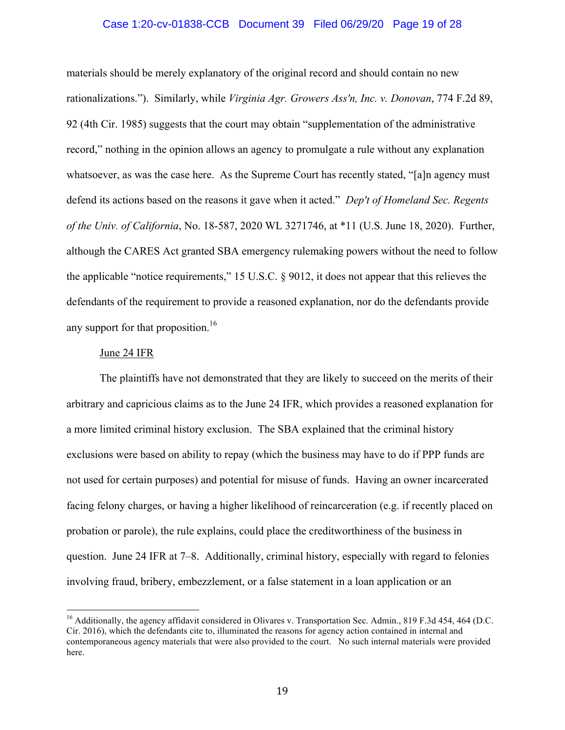materials should be merely explanatory of the original record and should contain no new rationalizations."). Similarly, while *Virginia Agr. Growers Ass'n, Inc. v. Donovan*, 774 F.2d 89, 92 (4th Cir. 1985) suggests that the court may obtain "supplementation of the administrative record," nothing in the opinion allows an agency to promulgate a rule without any explanation whatsoever, as was the case here. As the Supreme Court has recently stated, "[a]n agency must defend its actions based on the reasons it gave when it acted." *Dep't of Homeland Sec. Regents of the Univ. of California*, No. 18-587, 2020 WL 3271746, at *11 (U.S. June 18, 2020). Further, although the CARES Act granted SBA emergency rulemaking powers without the need to follow the applicable "notice requirements," 15 U.S.C. § 9012, it does not appear that this relieves the defendants of the requirement to provide a reasoned explanation, nor do the defendants provide any support for that proposition.[16]

<u>June 24 IFR</u>

The plaintiffs have not demonstrated that they are likely to succeed on the merits of their arbitrary and capricious claims as to the June 24 IFR, which provides a reasoned explanation for a more limited criminal history exclusion. The SBA explained that the criminal history exclusions were based on ability to repay (which the business may have to do if PPP funds are not used for certain purposes) and potential for misuse of funds. Having an owner incarcerated facing felony charges, or having a higher likelihood of reincarceration (e.g. if recently placed on probation or parole), the rule explains, could place the creditworthiness of the business in question. June 24 IFR at 7–8. Additionally, criminal history, especially with regard to felonies involving fraud, bribery, embezzlement, or a false statement in a loan application or an

[16] Additionally, the agency affidavit considered in Olivares v. Transportation Sec. Admin., 819 F.3d 454, 464 (D.C. Cir. 2016), which the defendants cite to, illuminated the reasons for agency action contained in internal and contemporaneous agency materials that were also provided to the court. No such internal materials were provided here.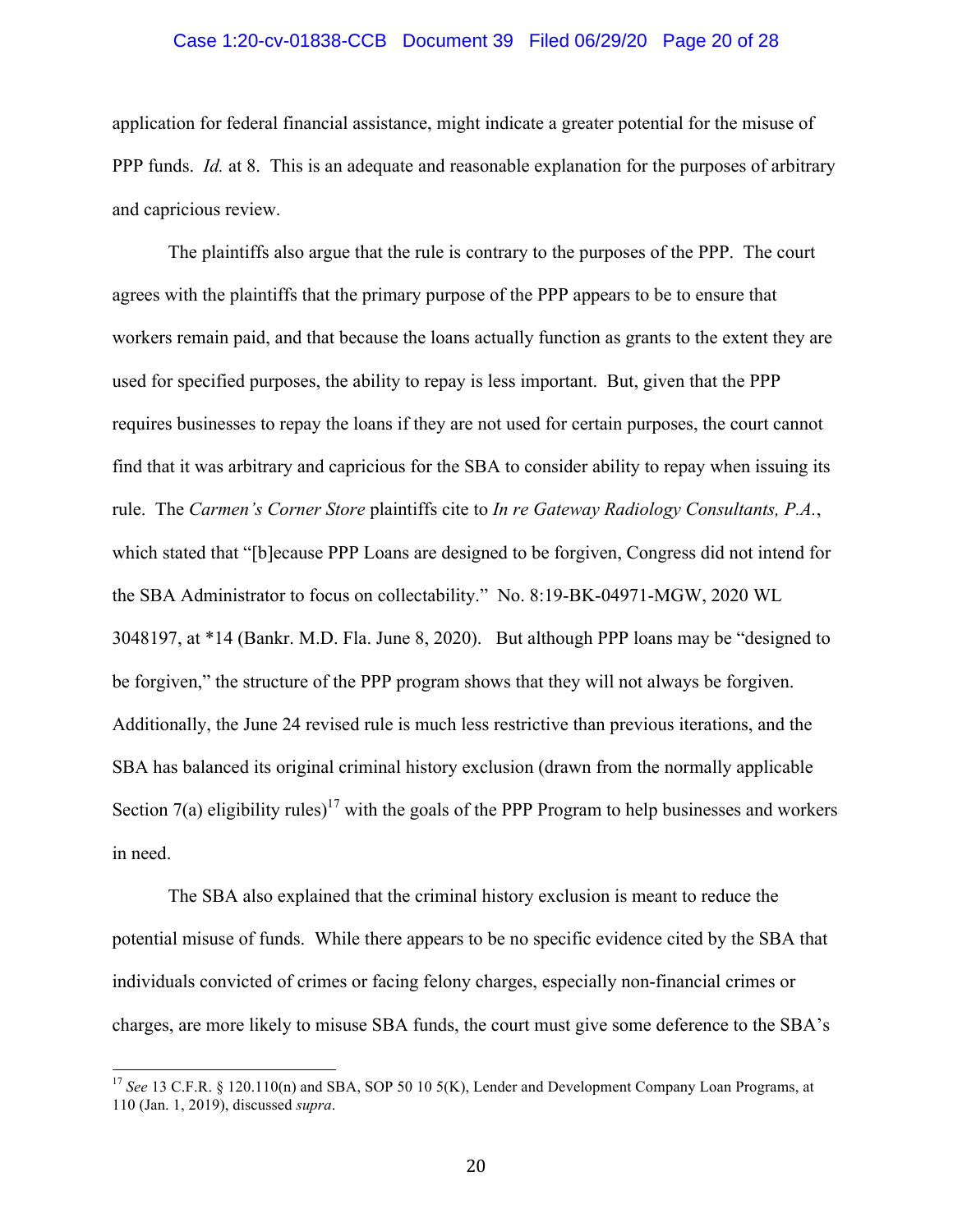application for federal financial assistance, might indicate a greater potential for the misuse of PPP funds. *Id.* at 8. This is an adequate and reasonable explanation for the purposes of arbitrary and capricious review.

The plaintiffs also argue that the rule is contrary to the purposes of the PPP. The court agrees with the plaintiffs that the primary purpose of the PPP appears to be to ensure that workers remain paid, and that because the loans actually function as grants to the extent they are used for specified purposes, the ability to repay is less important. But, given that the PPP requires businesses to repay the loans if they are not used for certain purposes, the court cannot find that it was arbitrary and capricious for the SBA to consider ability to repay when issuing its rule. The *Carmen's Corner Store* plaintiffs cite to *In re Gateway Radiology Consultants, P.A.*, which stated that "[b]ecause PPP Loans are designed to be forgiven, Congress did not intend for the SBA Administrator to focus on collectability." No. 8:19-BK-04971-MGW, 2020 WL 3048197, at *14 (Bankr. M.D. Fla. June 8, 2020). But although PPP loans may be "designed to be forgiven," the structure of the PPP program shows that they will not always be forgiven. Additionally, the June 24 revised rule is much less restrictive than previous iterations, and the SBA has balanced its original criminal history exclusion (drawn from the normally applicable Section 7(a) eligibility rules)[17] with the goals of the PPP Program to help businesses and workers in need.

The SBA also explained that the criminal history exclusion is meant to reduce the potential misuse of funds. While there appears to be no specific evidence cited by the SBA that individuals convicted of crimes or facing felony charges, especially non-financial crimes or charges, are more likely to misuse SBA funds, the court must give some deference to the SBA's

[17] *See* 13 C.F.R. § 120.110(n) and SBA, SOP 50 10 5(K), Lender and Development Company Loan Programs, at 110 (Jan. 1, 2019), discussed *supra*.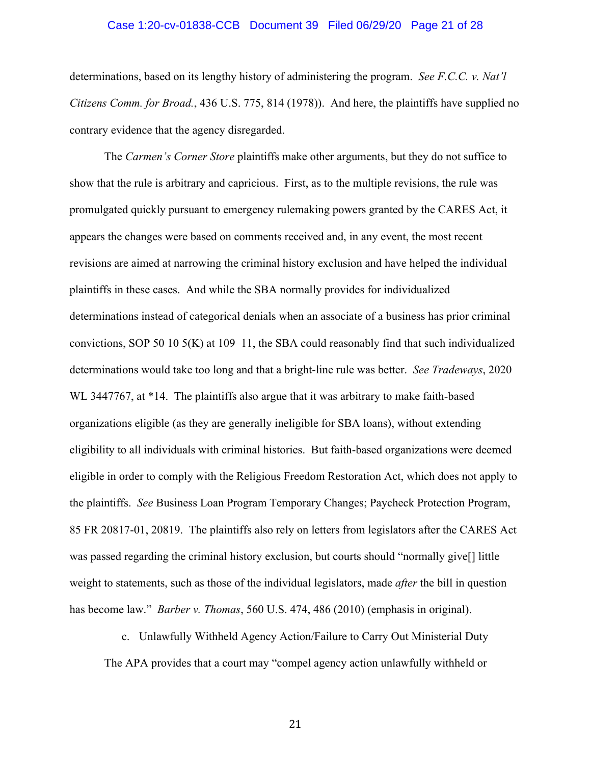determinations, based on its lengthy history of administering the program. *See F.C.C. v. Nat'l Citizens Comm. for Broad.*, 436 U.S. 775, 814 (1978)). And here, the plaintiffs have supplied no contrary evidence that the agency disregarded.

The *Carmen's Corner Store* plaintiffs make other arguments, but they do not suffice to show that the rule is arbitrary and capricious. First, as to the multiple revisions, the rule was promulgated quickly pursuant to emergency rulemaking powers granted by the CARES Act, it appears the changes were based on comments received and, in any event, the most recent revisions are aimed at narrowing the criminal history exclusion and have helped the individual plaintiffs in these cases. And while the SBA normally provides for individualized determinations instead of categorical denials when an associate of a business has prior criminal convictions, SOP 50 10 5(K) at 109–11, the SBA could reasonably find that such individualized determinations would take too long and that a bright-line rule was better. *See Tradeways*, 2020 WL 3447767, at *14. The plaintiffs also argue that it was arbitrary to make faith-based organizations eligible (as they are generally ineligible for SBA loans), without extending eligibility to all individuals with criminal histories. But faith-based organizations were deemed eligible in order to comply with the Religious Freedom Restoration Act, which does not apply to the plaintiffs. *See* Business Loan Program Temporary Changes; Paycheck Protection Program, 85 FR 20817-01, 20819. The plaintiffs also rely on letters from legislators after the CARES Act was passed regarding the criminal history exclusion, but courts should "normally give[] little weight to statements, such as those of the individual legislators, made *after* the bill in question has become law." *Barber v. Thomas*, 560 U.S. 474, 486 (2010) (emphasis in original).

c. Unlawfully Withheld Agency Action/Failure to Carry Out Ministerial Duty

The APA provides that a court may "compel agency action unlawfully withheld or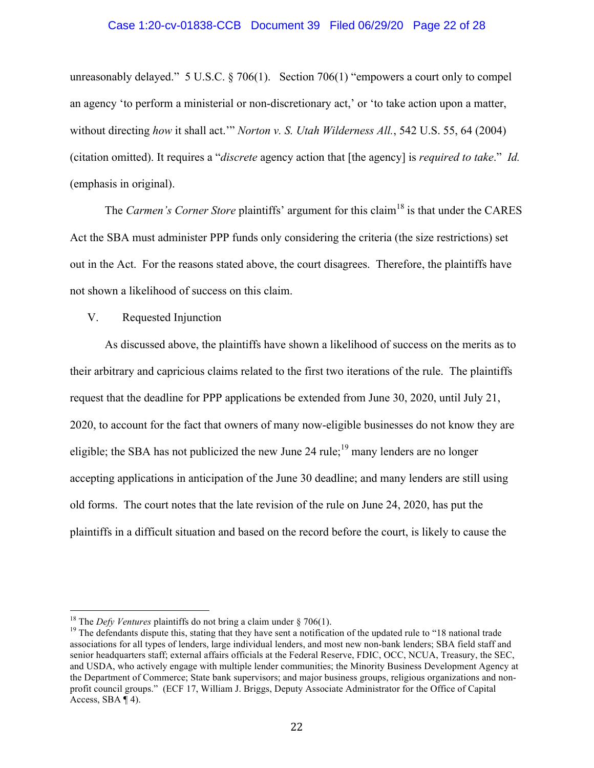unreasonably delayed." 5 U.S.C. § 706(1). Section 706(1) "empowers a court only to compel an agency 'to perform a ministerial or non-discretionary act,' or 'to take action upon a matter, without directing *how* it shall act.'" *Norton v. S. Utah Wilderness All.*, 542 U.S. 55, 64 (2004) (citation omitted). It requires a "*discrete* agency action that [the agency] is *required to take*." *Id.* (emphasis in original).

The *Carmen's Corner Store* plaintiffs' argument for this claim[18] is that under the CARES Act the SBA must administer PPP funds only considering the criteria (the size restrictions) set out in the Act. For the reasons stated above, the court disagrees. Therefore, the plaintiffs have not shown a likelihood of success on this claim.

V. Requested Injunction

As discussed above, the plaintiffs have shown a likelihood of success on the merits as to their arbitrary and capricious claims related to the first two iterations of the rule. The plaintiffs request that the deadline for PPP applications be extended from June 30, 2020, until July 21, 2020, to account for the fact that owners of many now-eligible businesses do not know they are eligible; the SBA has not publicized the new June 24 rule;[19] many lenders are no longer accepting applications in anticipation of the June 30 deadline; and many lenders are still using old forms. The court notes that the late revision of the rule on June 24, 2020, has put the plaintiffs in a difficult situation and based on the record before the court, is likely to cause the

---

[18] The *Defy Ventures* plaintiffs do not bring a claim under § 706(1).

[19] The defendants dispute this, stating that they have sent a notification of the updated rule to "18 national trade associations for all types of lenders, large individual lenders, and most new non-bank lenders; SBA field staff and senior headquarters staff; external affairs officials at the Federal Reserve, FDIC, OCC, NCUA, Treasury, the SEC, and USDA, who actively engage with multiple lender communities; the Minority Business Development Agency at the Department of Commerce; State bank supervisors; and major business groups, religious organizations and non-profit council groups." (ECF 17, William J. Briggs, Deputy Associate Administrator for the Office of Capital Access, SBA ¶ 4).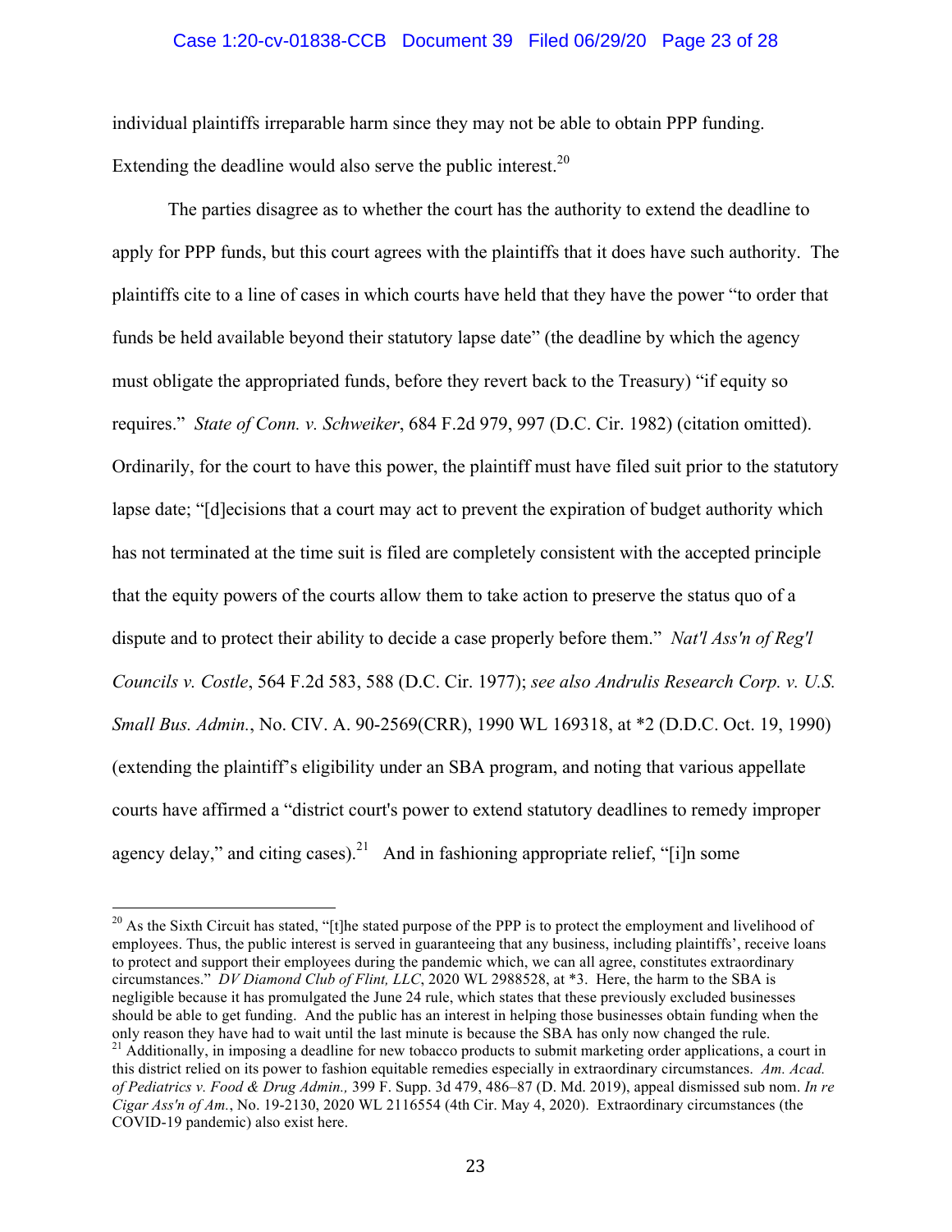individual plaintiffs irreparable harm since they may not be able to obtain PPP funding. Extending the deadline would also serve the public interest.[20]

The parties disagree as to whether the court has the authority to extend the deadline to apply for PPP funds, but this court agrees with the plaintiffs that it does have such authority. The plaintiffs cite to a line of cases in which courts have held that they have the power "to order that funds be held available beyond their statutory lapse date" (the deadline by which the agency must obligate the appropriated funds, before they revert back to the Treasury) "if equity so requires." *State of Conn. v. Schweiker*, 684 F.2d 979, 997 (D.C. Cir. 1982) (citation omitted). Ordinarily, for the court to have this power, the plaintiff must have filed suit prior to the statutory lapse date; "[d]ecisions that a court may act to prevent the expiration of budget authority which has not terminated at the time suit is filed are completely consistent with the accepted principle that the equity powers of the courts allow them to take action to preserve the status quo of a dispute and to protect their ability to decide a case properly before them." *Nat'l Ass'n of Reg'l Councils v. Costle*, 564 F.2d 583, 588 (D.C. Cir. 1977); *see also Andrulis Research Corp. v. U.S. Small Bus. Admin.*, No. CIV. A. 90-2569(CRR), 1990 WL 169318, at *2 (D.D.C. Oct. 19, 1990) (extending the plaintiff's eligibility under an SBA program, and noting that various appellate courts have affirmed a "district court's power to extend statutory deadlines to remedy improper agency delay," and citing cases).[21] And in fashioning appropriate relief, "[i]n some

---

[20] As the Sixth Circuit has stated, "[t]he stated purpose of the PPP is to protect the employment and livelihood of employees. Thus, the public interest is served in guaranteeing that any business, including plaintiffs', receive loans to protect and support their employees during the pandemic which, we can all agree, constitutes extraordinary circumstances." *DV Diamond Club of Flint, LLC*, 2020 WL 2988528, at *3. Here, the harm to the SBA is negligible because it has promulgated the June 24 rule, which states that these previously excluded businesses should be able to get funding. And the public has an interest in helping those businesses obtain funding when the only reason they have had to wait until the last minute is because the SBA has only now changed the rule.

[21] Additionally, in imposing a deadline for new tobacco products to submit marketing order applications, a court in this district relied on its power to fashion equitable remedies especially in extraordinary circumstances. *Am. Acad. of Pediatrics v. Food & Drug Admin.,* 399 F. Supp. 3d 479, 486–87 (D. Md. 2019), appeal dismissed sub nom. *In re Cigar Ass'n of Am.*, No. 19-2130, 2020 WL 2116554 (4th Cir. May 4, 2020). Extraordinary circumstances (the COVID-19 pandemic) also exist here.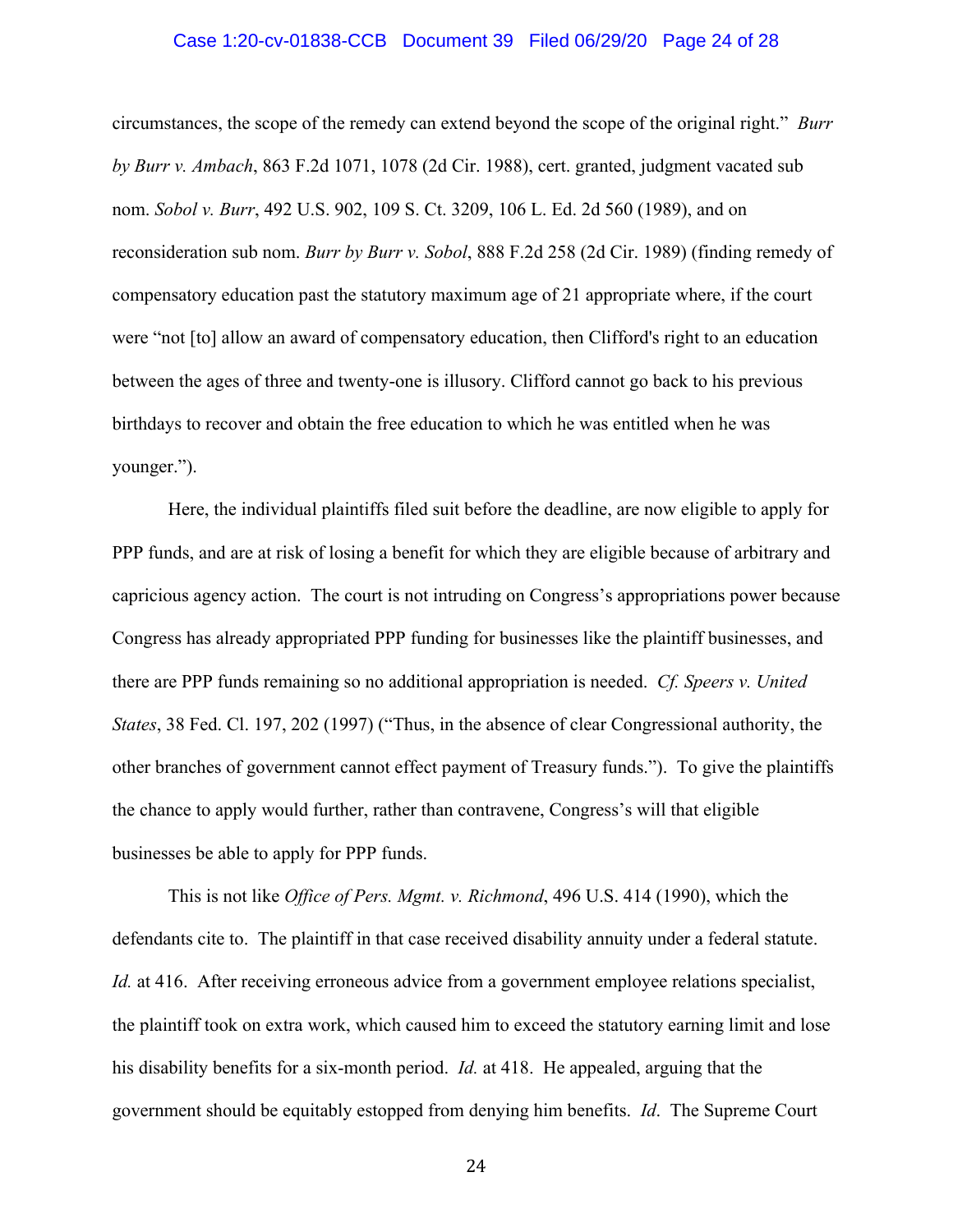circumstances, the scope of the remedy can extend beyond the scope of the original right." *Burr by Burr v. Ambach*, 863 F.2d 1071, 1078 (2d Cir. 1988), cert. granted, judgment vacated sub nom. *Sobol v. Burr*, 492 U.S. 902, 109 S. Ct. 3209, 106 L. Ed. 2d 560 (1989), and on reconsideration sub nom. *Burr by Burr v. Sobol*, 888 F.2d 258 (2d Cir. 1989) (finding remedy of compensatory education past the statutory maximum age of 21 appropriate where, if the court were "not [to] allow an award of compensatory education, then Clifford's right to an education between the ages of three and twenty-one is illusory. Clifford cannot go back to his previous birthdays to recover and obtain the free education to which he was entitled when he was younger.").

Here, the individual plaintiffs filed suit before the deadline, are now eligible to apply for PPP funds, and are at risk of losing a benefit for which they are eligible because of arbitrary and capricious agency action. The court is not intruding on Congress's appropriations power because Congress has already appropriated PPP funding for businesses like the plaintiff businesses, and there are PPP funds remaining so no additional appropriation is needed. *Cf. Speers v. United States*, 38 Fed. Cl. 197, 202 (1997) ("Thus, in the absence of clear Congressional authority, the other branches of government cannot effect payment of Treasury funds."). To give the plaintiffs the chance to apply would further, rather than contravene, Congress's will that eligible businesses be able to apply for PPP funds.

This is not like *Office of Pers. Mgmt. v. Richmond*, 496 U.S. 414 (1990), which the defendants cite to. The plaintiff in that case received disability annuity under a federal statute. *Id.* at 416. After receiving erroneous advice from a government employee relations specialist, the plaintiff took on extra work, which caused him to exceed the statutory earning limit and lose his disability benefits for a six-month period. *Id.* at 418. He appealed, arguing that the government should be equitably estopped from denying him benefits. *Id*. The Supreme Court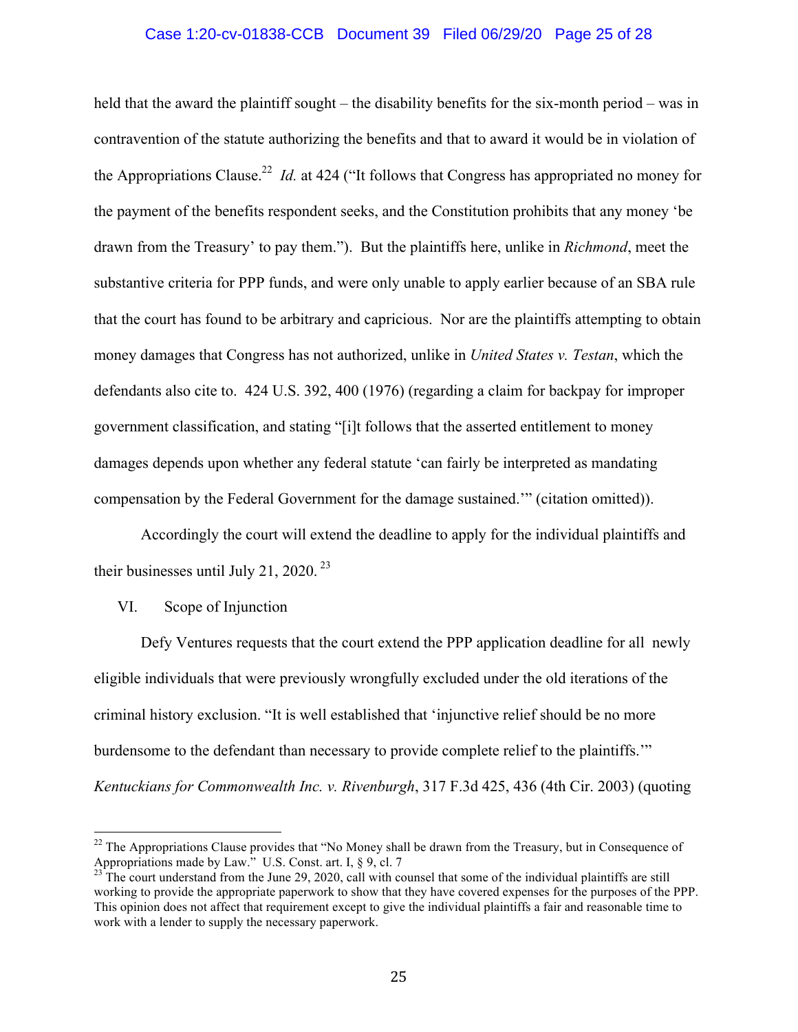held that the award the plaintiff sought – the disability benefits for the six-month period – was in contravention of the statute authorizing the benefits and that to award it would be in violation of the Appropriations Clause.[22] *Id.* at 424 ("It follows that Congress has appropriated no money for the payment of the benefits respondent seeks, and the Constitution prohibits that any money 'be drawn from the Treasury' to pay them."). But the plaintiffs here, unlike in *Richmond*, meet the substantive criteria for PPP funds, and were only unable to apply earlier because of an SBA rule that the court has found to be arbitrary and capricious. Nor are the plaintiffs attempting to obtain money damages that Congress has not authorized, unlike in *United States v. Testan*, which the defendants also cite to. 424 U.S. 392, 400 (1976) (regarding a claim for backpay for improper government classification, and stating "[i]t follows that the asserted entitlement to money damages depends upon whether any federal statute 'can fairly be interpreted as mandating compensation by the Federal Government for the damage sustained.'" (citation omitted)).

Accordingly the court will extend the deadline to apply for the individual plaintiffs and their businesses until July 21, 2020.[23]

VI. Scope of Injunction

Defy Ventures requests that the court extend the PPP application deadline for all newly eligible individuals that were previously wrongfully excluded under the old iterations of the criminal history exclusion. "It is well established that 'injunctive relief should be no more burdensome to the defendant than necessary to provide complete relief to the plaintiffs.'" *Kentuckians for Commonwealth Inc. v. Rivenburgh*, 317 F.3d 425, 436 (4th Cir. 2003) (quoting

---

[22] The Appropriations Clause provides that "No Money shall be drawn from the Treasury, but in Consequence of Appropriations made by Law." U.S. Const. art. I, § 9, cl. 7

[23] The court understand from the June 29, 2020, call with counsel that some of the individual plaintiffs are still working to provide the appropriate paperwork to show that they have covered expenses for the purposes of the PPP. This opinion does not affect that requirement except to give the individual plaintiffs a fair and reasonable time to work with a lender to supply the necessary paperwork.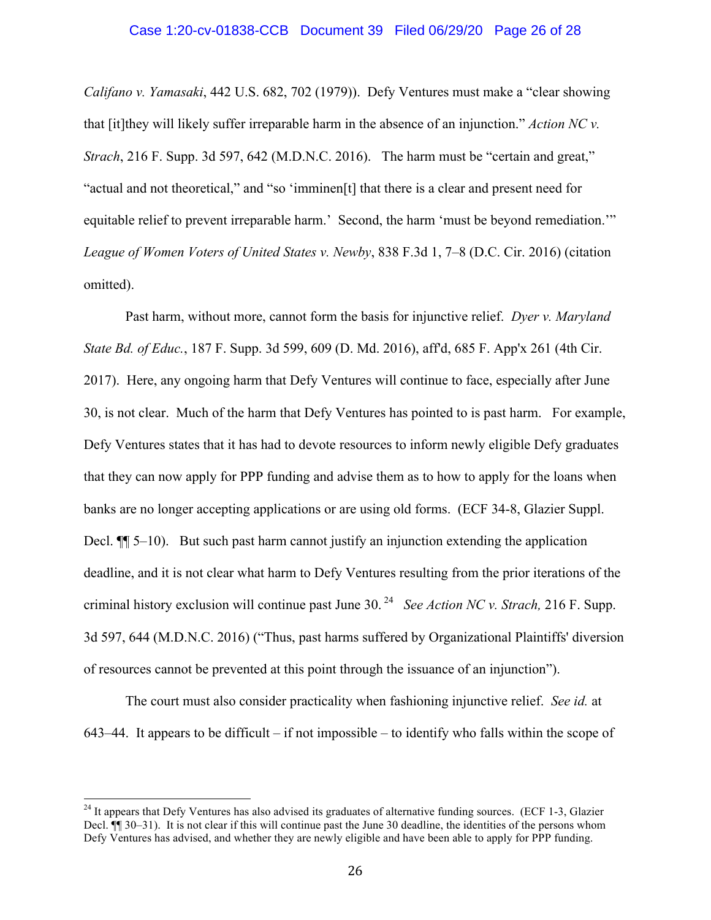*Califano v. Yamasaki*, 442 U.S. 682, 702 (1979)). Defy Ventures must make a "clear showing that [it]they will likely suffer irreparable harm in the absence of an injunction." *Action NC v. Strach*, 216 F. Supp. 3d 597, 642 (M.D.N.C. 2016). The harm must be "certain and great," "actual and not theoretical," and "so 'imminen[t] that there is a clear and present need for equitable relief to prevent irreparable harm.' Second, the harm 'must be beyond remediation.'" *League of Women Voters of United States v. Newby*, 838 F.3d 1, 7–8 (D.C. Cir. 2016) (citation omitted).

Past harm, without more, cannot form the basis for injunctive relief. *Dyer v. Maryland State Bd. of Educ.*, 187 F. Supp. 3d 599, 609 (D. Md. 2016), aff'd, 685 F. App'x 261 (4th Cir. 2017). Here, any ongoing harm that Defy Ventures will continue to face, especially after June 30, is not clear. Much of the harm that Defy Ventures has pointed to is past harm. For example, Defy Ventures states that it has had to devote resources to inform newly eligible Defy graduates that they can now apply for PPP funding and advise them as to how to apply for the loans when banks are no longer accepting applications or are using old forms. (ECF 34-8, Glazier Suppl. Decl. ¶¶ 5–10). But such past harm cannot justify an injunction extending the application deadline, and it is not clear what harm to Defy Ventures resulting from the prior iterations of the criminal history exclusion will continue past June 30.[24] *See Action NC v. Strach,* 216 F. Supp. 3d 597, 644 (M.D.N.C. 2016) ("Thus, past harms suffered by Organizational Plaintiffs' diversion of resources cannot be prevented at this point through the issuance of an injunction").

The court must also consider practicality when fashioning injunctive relief. *See id.* at 643–44. It appears to be difficult – if not impossible – to identify who falls within the scope of

[24] It appears that Defy Ventures has also advised its graduates of alternative funding sources. (ECF 1-3, Glazier Decl. ¶¶ 30–31). It is not clear if this will continue past the June 30 deadline, the identities of the persons whom Defy Ventures has advised, and whether they are newly eligible and have been able to apply for PPP funding.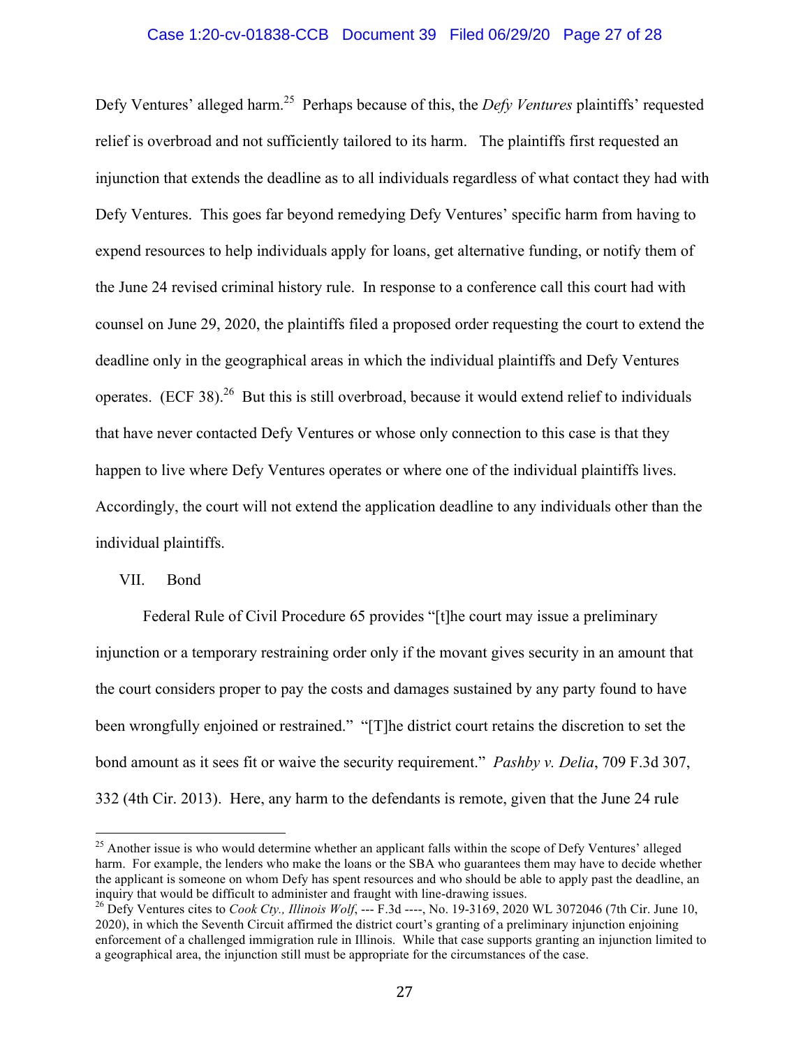Defy Ventures' alleged harm.[25] Perhaps because of this, the *Defy Ventures* plaintiffs' requested relief is overbroad and not sufficiently tailored to its harm. The plaintiffs first requested an injunction that extends the deadline as to all individuals regardless of what contact they had with Defy Ventures. This goes far beyond remedying Defy Ventures' specific harm from having to expend resources to help individuals apply for loans, get alternative funding, or notify them of the June 24 revised criminal history rule. In response to a conference call this court had with counsel on June 29, 2020, the plaintiffs filed a proposed order requesting the court to extend the deadline only in the geographical areas in which the individual plaintiffs and Defy Ventures operates. (ECF 38).[26] But this is still overbroad, because it would extend relief to individuals that have never contacted Defy Ventures or whose only connection to this case is that they happen to live where Defy Ventures operates or where one of the individual plaintiffs lives. Accordingly, the court will not extend the application deadline to any individuals other than the individual plaintiffs.

VII. Bond

Federal Rule of Civil Procedure 65 provides "[t]he court may issue a preliminary injunction or a temporary restraining order only if the movant gives security in an amount that the court considers proper to pay the costs and damages sustained by any party found to have been wrongfully enjoined or restrained." "[T]he district court retains the discretion to set the bond amount as it sees fit or waive the security requirement." *Pashby v. Delia*, 709 F.3d 307, 332 (4th Cir. 2013). Here, any harm to the defendants is remote, given that the June 24 rule

---

[25] Another issue is who would determine whether an applicant falls within the scope of Defy Ventures' alleged harm. For example, the lenders who make the loans or the SBA who guarantees them may have to decide whether the applicant is someone on whom Defy has spent resources and who should be able to apply past the deadline, an inquiry that would be difficult to administer and fraught with line-drawing issues.

[26] Defy Ventures cites to *Cook Cty., Illinois Wolf*, --- F.3d ----, No. 19-3169, 2020 WL 3072046 (7th Cir. June 10, 2020), in which the Seventh Circuit affirmed the district court's granting of a preliminary injunction enjoining enforcement of a challenged immigration rule in Illinois. While that case supports granting an injunction limited to a geographical area, the injunction still must be appropriate for the circumstances of the case.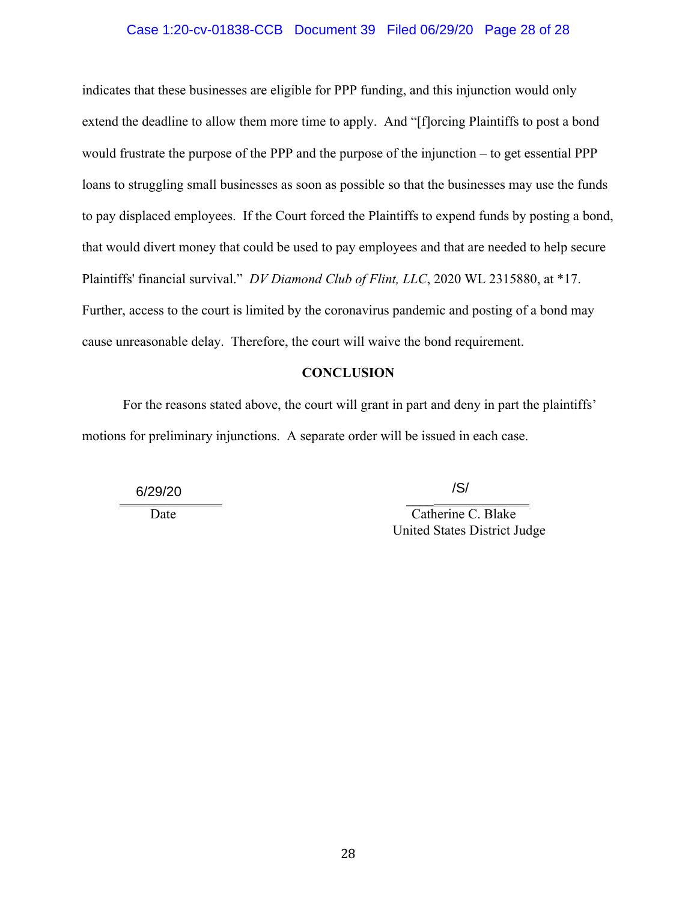indicates that these businesses are eligible for PPP funding, and this injunction would only extend the deadline to allow them more time to apply. And "[f]orcing Plaintiffs to post a bond would frustrate the purpose of the PPP and the purpose of the injunction – to get essential PPP loans to struggling small businesses as soon as possible so that the businesses may use the funds to pay displaced employees. If the Court forced the Plaintiffs to expend funds by posting a bond, that would divert money that could be used to pay employees and that are needed to help secure Plaintiffs' financial survival." *DV Diamond Club of Flint, LLC*, 2020 WL 2315880, at *17. Further, access to the court is limited by the coronavirus pandemic and posting of a bond may cause unreasonable delay. Therefore, the court will waive the bond requirement.

**CONCLUSION**

For the reasons stated above, the court will grant in part and deny in part the plaintiffs' motions for preliminary injunctions. A separate order will be issued in each case.

6/29/20
Date

/S/
Catherine C. Blake
United States District Judge